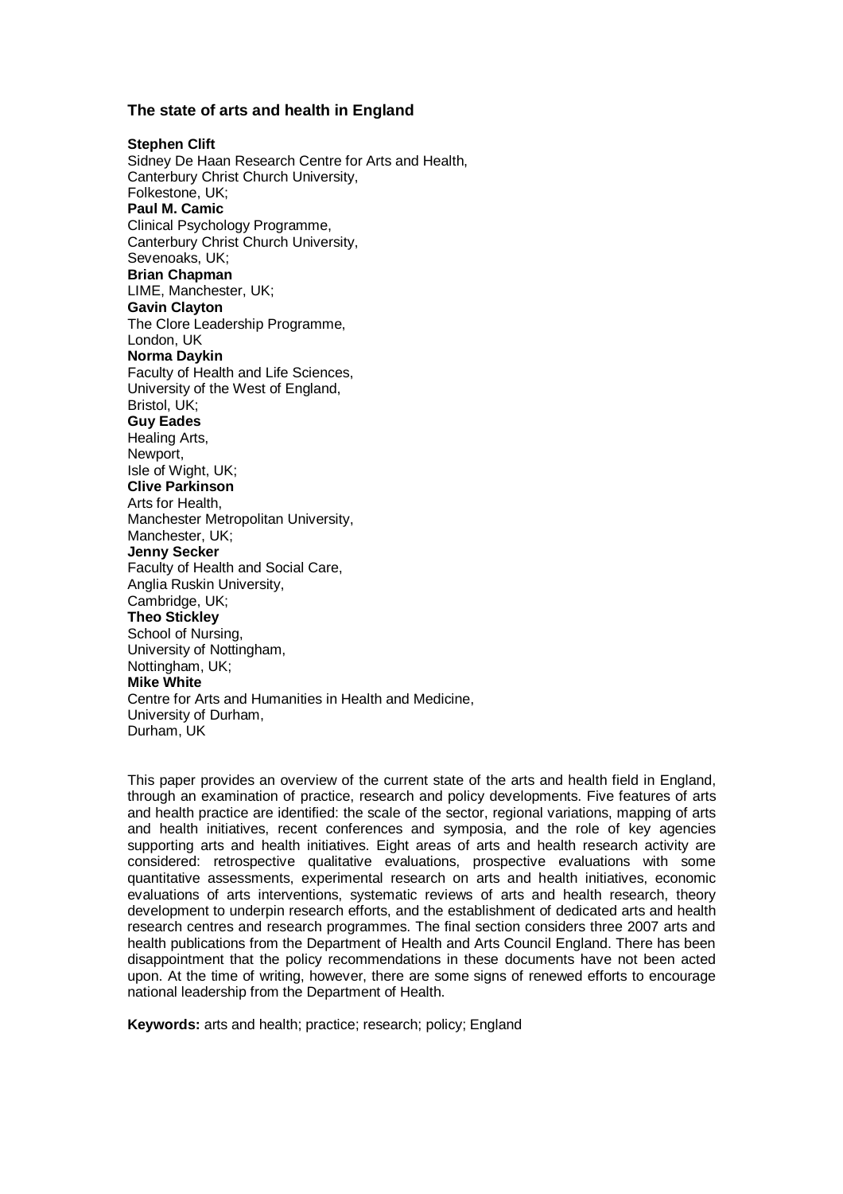# The state of arts and health in England

**Stephen Clift**
Sidney De Haan Research Centre for Arts and Health,
Canterbury Christ Church University,
Folkestone, UK;

**Paul M. Camic**
Clinical Psychology Programme,
Canterbury Christ Church University,
Sevenoaks, UK;

**Brian Chapman**
LIME, Manchester, UK;

**Gavin Clayton**
The Clore Leadership Programme,
London, UK

**Norma Daykin**
Faculty of Health and Life Sciences,
University of the West of England,
Bristol, UK;

**Guy Eades**
Healing Arts,
Newport,
Isle of Wight, UK;

**Clive Parkinson**
Arts for Health,
Manchester Metropolitan University,
Manchester, UK;

**Jenny Secker**
Faculty of Health and Social Care,
Anglia Ruskin University,
Cambridge, UK;

**Theo Stickley**
School of Nursing,
University of Nottingham,
Nottingham, UK;

**Mike White**
Centre for Arts and Humanities in Health and Medicine,
University of Durham,
Durham, UK

This paper provides an overview of the current state of the arts and health field in England, through an examination of practice, research and policy developments. Five features of arts and health practice are identified: the scale of the sector, regional variations, mapping of arts and health initiatives, recent conferences and symposia, and the role of key agencies supporting arts and health initiatives. Eight areas of arts and health research activity are considered: retrospective qualitative evaluations, prospective evaluations with some quantitative assessments, experimental research on arts and health initiatives, economic evaluations of arts interventions, systematic reviews of arts and health research, theory development to underpin research efforts, and the establishment of dedicated arts and health research centres and research programmes. The final section considers three 2007 arts and health publications from the Department of Health and Arts Council England. There has been disappointment that the policy recommendations in these documents have not been acted upon. At the time of writing, however, there are some signs of renewed efforts to encourage national leadership from the Department of Health.

**Keywords:** arts and health; practice; research; policy; England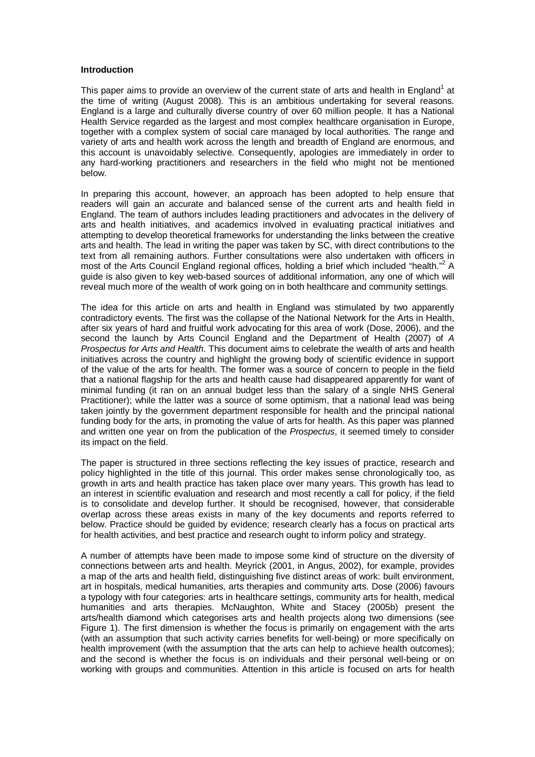**Introduction**

This paper aims to provide an overview of the current state of arts and health in England[1] at the time of writing (August 2008). This is an ambitious undertaking for several reasons. England is a large and culturally diverse country of over 60 million people. It has a National Health Service regarded as the largest and most complex healthcare organisation in Europe, together with a complex system of social care managed by local authorities. The range and variety of arts and health work across the length and breadth of England are enormous, and this account is unavoidably selective. Consequently, apologies are immediately in order to any hard-working practitioners and researchers in the field who might not be mentioned below.

In preparing this account, however, an approach has been adopted to help ensure that readers will gain an accurate and balanced sense of the current arts and health field in England. The team of authors includes leading practitioners and advocates in the delivery of arts and health initiatives, and academics involved in evaluating practical initiatives and attempting to develop theoretical frameworks for understanding the links between the creative arts and health. The lead in writing the paper was taken by SC, with direct contributions to the text from all remaining authors. Further consultations were also undertaken with officers in most of the Arts Council England regional offices, holding a brief which included "health."[2] A guide is also given to key web-based sources of additional information, any one of which will reveal much more of the wealth of work going on in both healthcare and community settings.

The idea for this article on arts and health in England was stimulated by two apparently contradictory events. The first was the collapse of the National Network for the Arts in Health, after six years of hard and fruitful work advocating for this area of work (Dose, 2006), and the second the launch by Arts Council England and the Department of Health (2007) of *A Prospectus for Arts and Health*. This document aims to celebrate the wealth of arts and health initiatives across the country and highlight the growing body of scientific evidence in support of the value of the arts for health. The former was a source of concern to people in the field that a national flagship for the arts and health cause had disappeared apparently for want of minimal funding (it ran on an annual budget less than the salary of a single NHS General Practitioner); while the latter was a source of some optimism, that a national lead was being taken jointly by the government department responsible for health and the principal national funding body for the arts, in promoting the value of arts for health. As this paper was planned and written one year on from the publication of the *Prospectus*, it seemed timely to consider its impact on the field.

The paper is structured in three sections reflecting the key issues of practice, research and policy highlighted in the title of this journal. This order makes sense chronologically too, as growth in arts and health practice has taken place over many years. This growth has lead to an interest in scientific evaluation and research and most recently a call for policy, if the field is to consolidate and develop further. It should be recognised, however, that considerable overlap across these areas exists in many of the key documents and reports referred to below. Practice should be guided by evidence; research clearly has a focus on practical arts for health activities, and best practice and research ought to inform policy and strategy.

A number of attempts have been made to impose some kind of structure on the diversity of connections between arts and health. Meyrick (2001, in Angus, 2002), for example, provides a map of the arts and health field, distinguishing five distinct areas of work: built environment, art in hospitals, medical humanities, arts therapies and community arts. Dose (2006) favours a typology with four categories: arts in healthcare settings, community arts for health, medical humanities and arts therapies. McNaughton, White and Stacey (2005b) present the arts/health diamond which categorises arts and health projects along two dimensions (see Figure 1). The first dimension is whether the focus is primarily on engagement with the arts (with an assumption that such activity carries benefits for well-being) or more specifically on health improvement (with the assumption that the arts can help to achieve health outcomes); and the second is whether the focus is on individuals and their personal well-being or on working with groups and communities. Attention in this article is focused on arts for health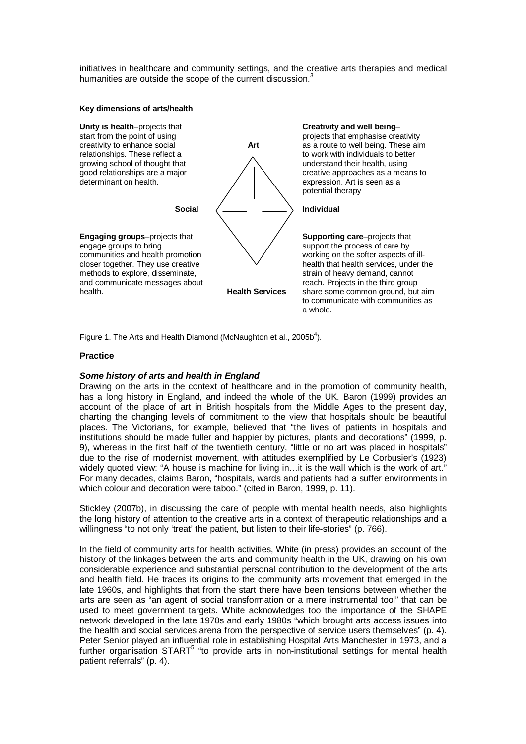initiatives in healthcare and community settings, and the creative arts therapies and medical humanities are outside the scope of the current discussion.[3]

**Key dimensions of arts/health**

**Unity is health**–projects that start from the point of using creativity to enhance social relationships. These reflect a growing school of thought that good relationships are a major determinant on health.

**Creativity and well being**–projects that emphasise creativity as a route to well being. These aim to work with individuals to better understand their health, using creative approaches as a means to expression. Art is seen as a potential therapy

**Art**

**Social**

**Individual**

**Health Services**

**Engaging groups**–projects that engage groups to bring communities and health promotion closer together. They use creative methods to explore, disseminate, and communicate messages about health.

**Supporting care**–projects that support the process of care by working on the softer aspects of ill-health that health services, under the strain of heavy demand, cannot reach. Projects in the third group share some common ground, but aim to communicate with communities as a whole.

Figure 1. The Arts and Health Diamond (McNaughton et al., 2005b[4]).

## Practice

### *Some history of arts and health in England*

Drawing on the arts in the context of healthcare and in the promotion of community health, has a long history in England, and indeed the whole of the UK. Baron (1999) provides an account of the place of art in British hospitals from the Middle Ages to the present day, charting the changing levels of commitment to the view that hospitals should be beautiful places. The Victorians, for example, believed that "the lives of patients in hospitals and institutions should be made fuller and happier by pictures, plants and decorations" (1999, p. 9), whereas in the first half of the twentieth century, "little or no art was placed in hospitals" due to the rise of modernist movement, with attitudes exemplified by Le Corbusier's (1923) widely quoted view: "A house is machine for living in…it is the wall which is the work of art." For many decades, claims Baron, "hospitals, wards and patients had a suffer environments in which colour and decoration were taboo." (cited in Baron, 1999, p. 11).

Stickley (2007b), in discussing the care of people with mental health needs, also highlights the long history of attention to the creative arts in a context of therapeutic relationships and a willingness "to not only 'treat' the patient, but listen to their life-stories" (p. 766).

In the field of community arts for health activities, White (in press) provides an account of the history of the linkages between the arts and community health in the UK, drawing on his own considerable experience and substantial personal contribution to the development of the arts and health field. He traces its origins to the community arts movement that emerged in the late 1960s, and highlights that from the start there have been tensions between whether the arts are seen as "an agent of social transformation or a mere instrumental tool" that can be used to meet government targets. White acknowledges too the importance of the SHAPE network developed in the late 1970s and early 1980s "which brought arts access issues into the health and social services arena from the perspective of service users themselves" (p. 4). Peter Senior played an influential role in establishing Hospital Arts Manchester in 1973, and a further organisation START[5] "to provide arts in non-institutional settings for mental health patient referrals" (p. 4).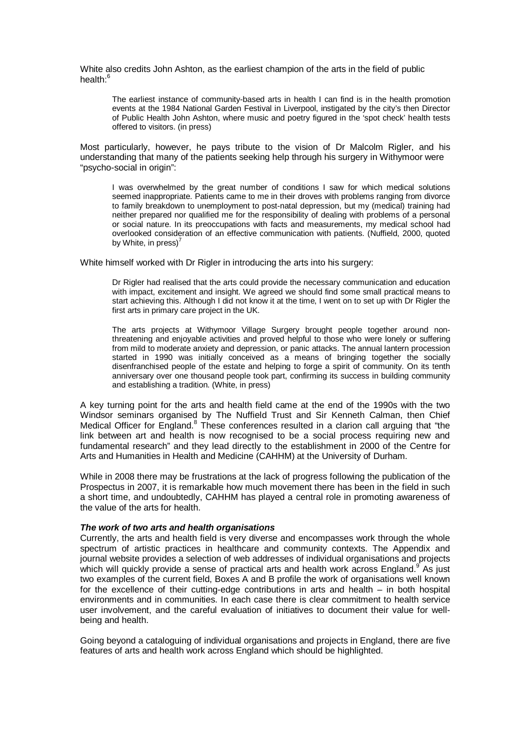White also credits John Ashton, as the earliest champion of the arts in the field of public health:[6]

> The earliest instance of community-based arts in health I can find is in the health promotion events at the 1984 National Garden Festival in Liverpool, instigated by the city's then Director of Public Health John Ashton, where music and poetry figured in the 'spot check' health tests offered to visitors. (in press)

Most particularly, however, he pays tribute to the vision of Dr Malcolm Rigler, and his understanding that many of the patients seeking help through his surgery in Withymoor were "psycho-social in origin":

> I was overwhelmed by the great number of conditions I saw for which medical solutions seemed inappropriate. Patients came to me in their droves with problems ranging from divorce to family breakdown to unemployment to post-natal depression, but my (medical) training had neither prepared nor qualified me for the responsibility of dealing with problems of a personal or social nature. In its preoccupations with facts and measurements, my medical school had overlooked consideration of an effective communication with patients. (Nuffield, 2000, quoted by White, in press)[7]

White himself worked with Dr Rigler in introducing the arts into his surgery:

> Dr Rigler had realised that the arts could provide the necessary communication and education with impact, excitement and insight. We agreed we should find some small practical means to start achieving this. Although I did not know it at the time, I went on to set up with Dr Rigler the first arts in primary care project in the UK.
>
> The arts projects at Withymoor Village Surgery brought people together around non-threatening and enjoyable activities and proved helpful to those who were lonely or suffering from mild to moderate anxiety and depression, or panic attacks. The annual lantern procession started in 1990 was initially conceived as a means of bringing together the socially disenfranchised people of the estate and helping to forge a spirit of community. On its tenth anniversary over one thousand people took part, confirming its success in building community and establishing a tradition. (White, in press)

A key turning point for the arts and health field came at the end of the 1990s with the two Windsor seminars organised by The Nuffield Trust and Sir Kenneth Calman, then Chief Medical Officer for England.[8] These conferences resulted in a clarion call arguing that "the link between art and health is now recognised to be a social process requiring new and fundamental research" and they lead directly to the establishment in 2000 of the Centre for Arts and Humanities in Health and Medicine (CAHHM) at the University of Durham.

While in 2008 there may be frustrations at the lack of progress following the publication of the Prospectus in 2007, it is remarkable how much movement there has been in the field in such a short time, and undoubtedly, CAHHM has played a central role in promoting awareness of the value of the arts for health.

### ***The work of two arts and health organisations***

Currently, the arts and health field is very diverse and encompasses work through the whole spectrum of artistic practices in healthcare and community contexts. The Appendix and journal website provides a selection of web addresses of individual organisations and projects which will quickly provide a sense of practical arts and health work across England.[9] As just two examples of the current field, Boxes A and B profile the work of organisations well known for the excellence of their cutting-edge contributions in arts and health – in both hospital environments and in communities. In each case there is clear commitment to health service user involvement, and the careful evaluation of initiatives to document their value for well-being and health.

Going beyond a cataloguing of individual organisations and projects in England, there are five features of arts and health work across England which should be highlighted.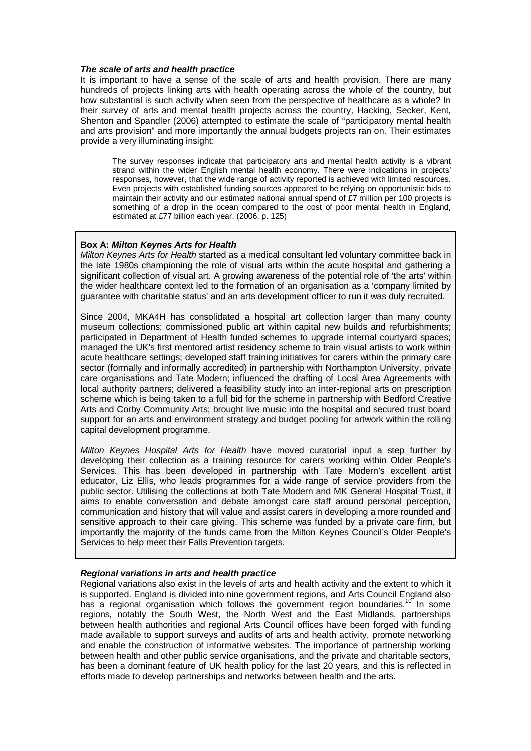***The scale of arts and health practice***

It is important to have a sense of the scale of arts and health provision. There are many hundreds of projects linking arts with health operating across the whole of the country, but how substantial is such activity when seen from the perspective of healthcare as a whole? In their survey of arts and mental health projects across the country, Hacking, Secker, Kent, Shenton and Spandler (2006) attempted to estimate the scale of "participatory mental health and arts provision" and more importantly the annual budgets projects ran on. Their estimates provide a very illuminating insight:

> The survey responses indicate that participatory arts and mental health activity is a vibrant strand within the wider English mental health economy. There were indications in projects' responses, however, that the wide range of activity reported is achieved with limited resources. Even projects with established funding sources appeared to be relying on opportunistic bids to maintain their activity and our estimated national annual spend of £7 million per 100 projects is something of a drop in the ocean compared to the cost of poor mental health in England, estimated at £77 billion each year. (2006, p. 125)

**Box A: *Milton Keynes Arts for Health***

*Milton Keynes Arts for Health* started as a medical consultant led voluntary committee back in the late 1980s championing the role of visual arts within the acute hospital and gathering a significant collection of visual art. A growing awareness of the potential role of 'the arts' within the wider healthcare context led to the formation of an organisation as a 'company limited by guarantee with charitable status' and an arts development officer to run it was duly recruited.

Since 2004, MKA4H has consolidated a hospital art collection larger than many county museum collections; commissioned public art within capital new builds and refurbishments; participated in Department of Health funded schemes to upgrade internal courtyard spaces; managed the UK's first mentored artist residency scheme to train visual artists to work within acute healthcare settings; developed staff training initiatives for carers within the primary care sector (formally and informally accredited) in partnership with Northampton University, private care organisations and Tate Modern; influenced the drafting of Local Area Agreements with local authority partners; delivered a feasibility study into an inter-regional arts on prescription scheme which is being taken to a full bid for the scheme in partnership with Bedford Creative Arts and Corby Community Arts; brought live music into the hospital and secured trust board support for an arts and environment strategy and budget pooling for artwork within the rolling capital development programme.

*Milton Keynes Hospital Arts for Health* have moved curatorial input a step further by developing their collection as a training resource for carers working within Older People's Services. This has been developed in partnership with Tate Modern's excellent artist educator, Liz Ellis, who leads programmes for a wide range of service providers from the public sector. Utilising the collections at both Tate Modern and MK General Hospital Trust, it aims to enable conversation and debate amongst care staff around personal perception, communication and history that will value and assist carers in developing a more rounded and sensitive approach to their care giving. This scheme was funded by a private care firm, but importantly the majority of the funds came from the Milton Keynes Council's Older People's Services to help meet their Falls Prevention targets.

***Regional variations in arts and health practice***

Regional variations also exist in the levels of arts and health activity and the extent to which it is supported. England is divided into nine government regions, and Arts Council England also has a regional organisation which follows the government region boundaries.[10] In some regions, notably the South West, the North West and the East Midlands, partnerships between health authorities and regional Arts Council offices have been forged with funding made available to support surveys and audits of arts and health activity, promote networking and enable the construction of informative websites. The importance of partnership working between health and other public service organisations, and the private and charitable sectors, has been a dominant feature of UK health policy for the last 20 years, and this is reflected in efforts made to develop partnerships and networks between health and the arts.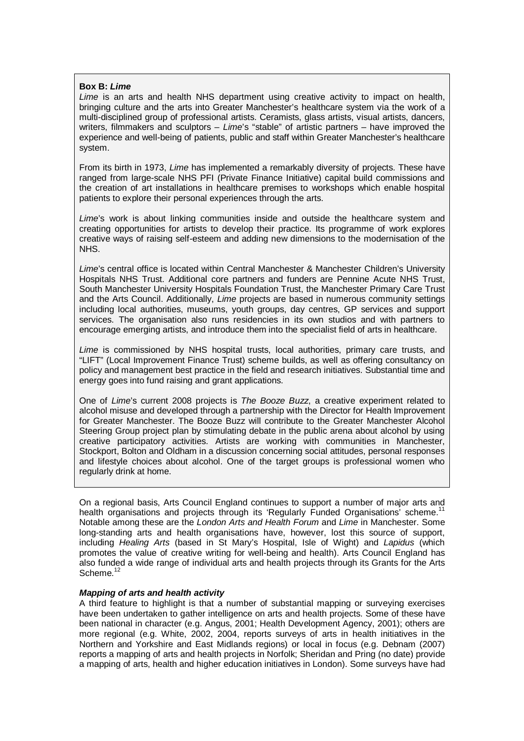**Box B: *Lime***

*Lime* is an arts and health NHS department using creative activity to impact on health, bringing culture and the arts into Greater Manchester's healthcare system via the work of a multi-disciplined group of professional artists. Ceramists, glass artists, visual artists, dancers, writers, filmmakers and sculptors – *Lime*'s "stable" of artistic partners – have improved the experience and well-being of patients, public and staff within Greater Manchester's healthcare system.

From its birth in 1973, *Lime* has implemented a remarkably diversity of projects. These have ranged from large-scale NHS PFI (Private Finance Initiative) capital build commissions and the creation of art installations in healthcare premises to workshops which enable hospital patients to explore their personal experiences through the arts.

*Lime*'s work is about linking communities inside and outside the healthcare system and creating opportunities for artists to develop their practice. Its programme of work explores creative ways of raising self-esteem and adding new dimensions to the modernisation of the NHS.

*Lime*'s central office is located within Central Manchester & Manchester Children's University Hospitals NHS Trust. Additional core partners and funders are Pennine Acute NHS Trust, South Manchester University Hospitals Foundation Trust, the Manchester Primary Care Trust and the Arts Council. Additionally, *Lime* projects are based in numerous community settings including local authorities, museums, youth groups, day centres, GP services and support services. The organisation also runs residencies in its own studios and with partners to encourage emerging artists, and introduce them into the specialist field of arts in healthcare.

*Lime* is commissioned by NHS hospital trusts, local authorities, primary care trusts, and "LIFT" (Local Improvement Finance Trust) scheme builds, as well as offering consultancy on policy and management best practice in the field and research initiatives. Substantial time and energy goes into fund raising and grant applications.

One of *Lime*'s current 2008 projects is *The Booze Buzz*, a creative experiment related to alcohol misuse and developed through a partnership with the Director for Health Improvement for Greater Manchester. The Booze Buzz will contribute to the Greater Manchester Alcohol Steering Group project plan by stimulating debate in the public arena about alcohol by using creative participatory activities. Artists are working with communities in Manchester, Stockport, Bolton and Oldham in a discussion concerning social attitudes, personal responses and lifestyle choices about alcohol. One of the target groups is professional women who regularly drink at home.

On a regional basis, Arts Council England continues to support a number of major arts and health organisations and projects through its 'Regularly Funded Organisations' scheme.[11] Notable among these are the *London Arts and Health Forum* and *Lime* in Manchester. Some long-standing arts and health organisations have, however, lost this source of support, including *Healing Arts* (based in St Mary's Hospital, Isle of Wight) and *Lapidus* (which promotes the value of creative writing for well-being and health). Arts Council England has also funded a wide range of individual arts and health projects through its Grants for the Arts Scheme.[12]

***Mapping of arts and health activity***

A third feature to highlight is that a number of substantial mapping or surveying exercises have been undertaken to gather intelligence on arts and health projects. Some of these have been national in character (e.g. Angus, 2001; Health Development Agency, 2001); others are more regional (e.g. White, 2002, 2004, reports surveys of arts in health initiatives in the Northern and Yorkshire and East Midlands regions) or local in focus (e.g. Debnam (2007) reports a mapping of arts and health projects in Norfolk; Sheridan and Pring (no date) provide a mapping of arts, health and higher education initiatives in London). Some surveys have had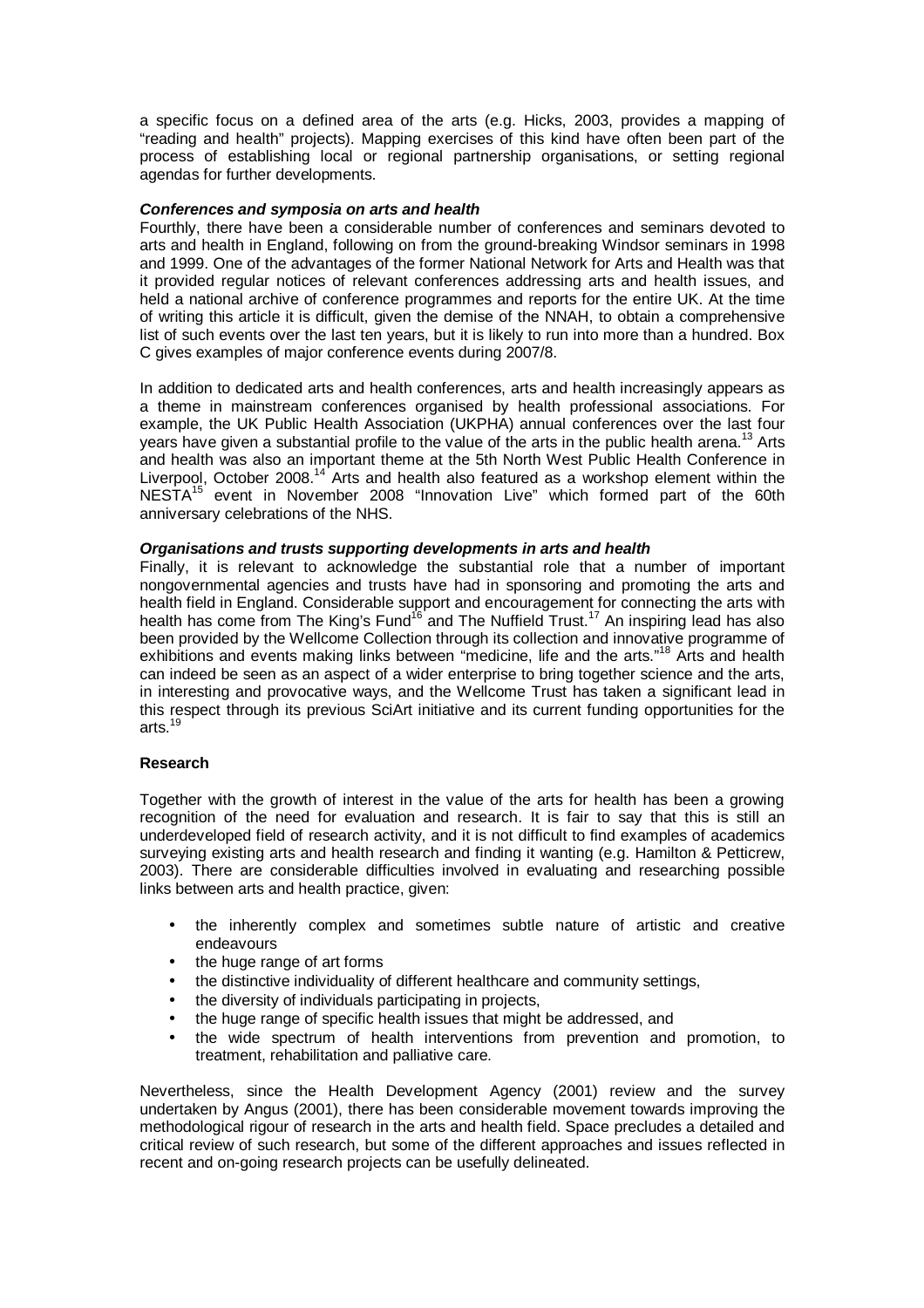a specific focus on a defined area of the arts (e.g. Hicks, 2003, provides a mapping of "reading and health" projects). Mapping exercises of this kind have often been part of the process of establishing local or regional partnership organisations, or setting regional agendas for further developments.

***Conferences and symposia on arts and health***

Fourthly, there have been a considerable number of conferences and seminars devoted to arts and health in England, following on from the ground-breaking Windsor seminars in 1998 and 1999. One of the advantages of the former National Network for Arts and Health was that it provided regular notices of relevant conferences addressing arts and health issues, and held a national archive of conference programmes and reports for the entire UK. At the time of writing this article it is difficult, given the demise of the NNAH, to obtain a comprehensive list of such events over the last ten years, but it is likely to run into more than a hundred. Box C gives examples of major conference events during 2007/8.

In addition to dedicated arts and health conferences, arts and health increasingly appears as a theme in mainstream conferences organised by health professional associations. For example, the UK Public Health Association (UKPHA) annual conferences over the last four years have given a substantial profile to the value of the arts in the public health arena.[13] Arts and health was also an important theme at the 5th North West Public Health Conference in Liverpool, October 2008.[14] Arts and health also featured as a workshop element within the NESTA[15] event in November 2008 "Innovation Live" which formed part of the 60th anniversary celebrations of the NHS.

***Organisations and trusts supporting developments in arts and health***

Finally, it is relevant to acknowledge the substantial role that a number of important nongovernmental agencies and trusts have had in sponsoring and promoting the arts and health field in England. Considerable support and encouragement for connecting the arts with health has come from The King's Fund[16] and The Nuffield Trust.[17] An inspiring lead has also been provided by the Wellcome Collection through its collection and innovative programme of exhibitions and events making links between "medicine, life and the arts."[18] Arts and health can indeed be seen as an aspect of a wider enterprise to bring together science and the arts, in interesting and provocative ways, and the Wellcome Trust has taken a significant lead in this respect through its previous SciArt initiative and its current funding opportunities for the arts.[19]

**Research**

Together with the growth of interest in the value of the arts for health has been a growing recognition of the need for evaluation and research. It is fair to say that this is still an underdeveloped field of research activity, and it is not difficult to find examples of academics surveying existing arts and health research and finding it wanting (e.g. Hamilton & Petticrew, 2003). There are considerable difficulties involved in evaluating and researching possible links between arts and health practice, given:

- the inherently complex and sometimes subtle nature of artistic and creative endeavours
- the huge range of art forms
- the distinctive individuality of different healthcare and community settings,
- the diversity of individuals participating in projects,
- the huge range of specific health issues that might be addressed, and
- the wide spectrum of health interventions from prevention and promotion, to treatment, rehabilitation and palliative care.

Nevertheless, since the Health Development Agency (2001) review and the survey undertaken by Angus (2001), there has been considerable movement towards improving the methodological rigour of research in the arts and health field. Space precludes a detailed and critical review of such research, but some of the different approaches and issues reflected in recent and on-going research projects can be usefully delineated.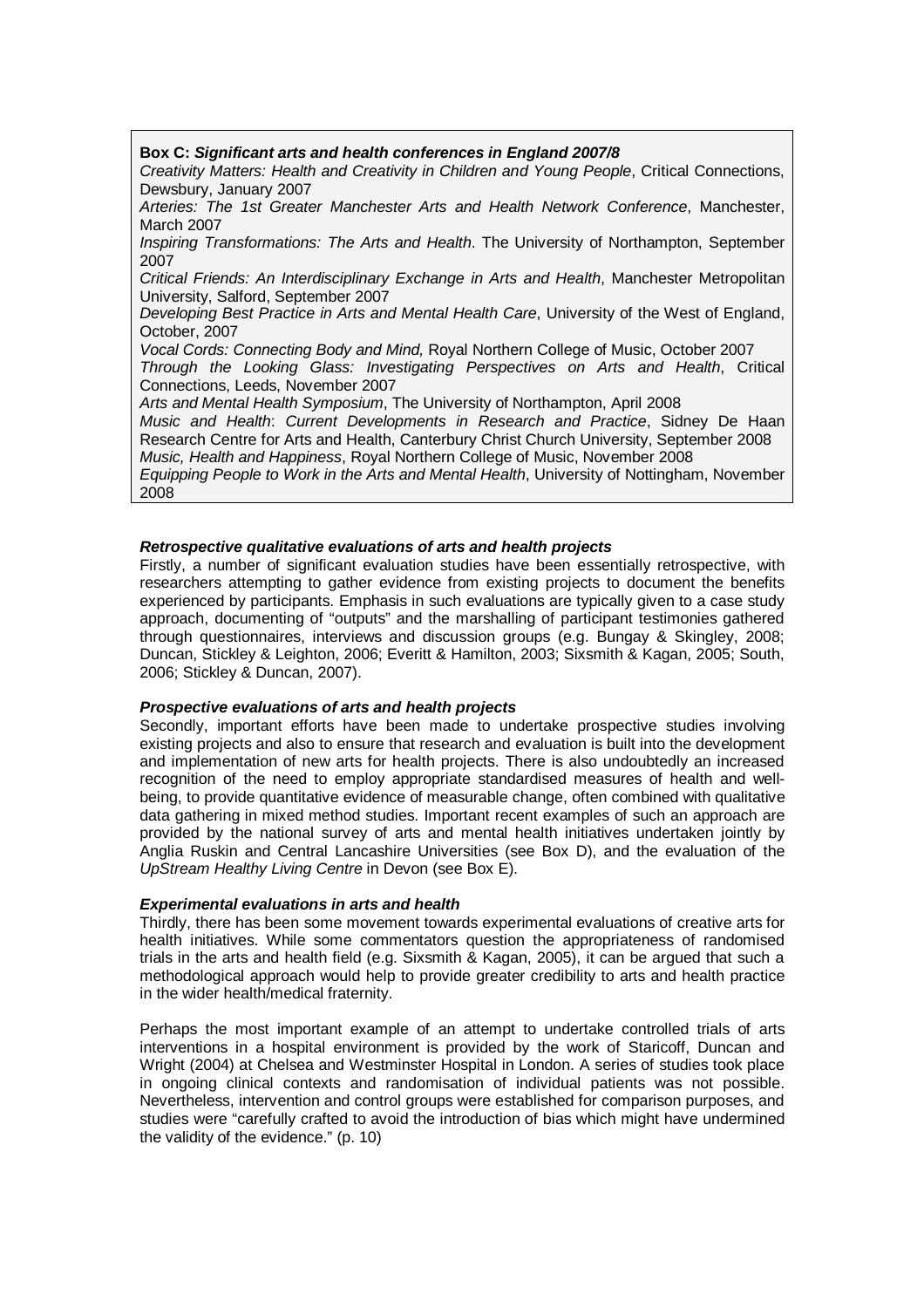**Box C: *Significant arts and health conferences in England 2007/8***

*Creativity Matters: Health and Creativity in Children and Young People*, Critical Connections, Dewsbury, January 2007

*Arteries: The 1st Greater Manchester Arts and Health Network Conference*, Manchester, March 2007

*Inspiring Transformations: The Arts and Health*. The University of Northampton, September 2007

*Critical Friends: An Interdisciplinary Exchange in Arts and Health*, Manchester Metropolitan University, Salford, September 2007

*Developing Best Practice in Arts and Mental Health Care*, University of the West of England, October, 2007

*Vocal Cords: Connecting Body and Mind,* Royal Northern College of Music, October 2007

*Through the Looking Glass: Investigating Perspectives on Arts and Health*, Critical Connections, Leeds, November 2007

*Arts and Mental Health Symposium*, The University of Northampton, April 2008

*Music and Health*: *Current Developments in Research and Practice*, Sidney De Haan Research Centre for Arts and Health, Canterbury Christ Church University, September 2008

*Music, Health and Happiness*, Royal Northern College of Music, November 2008

*Equipping People to Work in the Arts and Mental Health*, University of Nottingham, November 2008

***Retrospective qualitative evaluations of arts and health projects***

Firstly, a number of significant evaluation studies have been essentially retrospective, with researchers attempting to gather evidence from existing projects to document the benefits experienced by participants. Emphasis in such evaluations are typically given to a case study approach, documenting of "outputs" and the marshalling of participant testimonies gathered through questionnaires, interviews and discussion groups (e.g. Bungay & Skingley, 2008; Duncan, Stickley & Leighton, 2006; Everitt & Hamilton, 2003; Sixsmith & Kagan, 2005; South, 2006; Stickley & Duncan, 2007).

***Prospective evaluations of arts and health projects***

Secondly, important efforts have been made to undertake prospective studies involving existing projects and also to ensure that research and evaluation is built into the development and implementation of new arts for health projects. There is also undoubtedly an increased recognition of the need to employ appropriate standardised measures of health and well-being, to provide quantitative evidence of measurable change, often combined with qualitative data gathering in mixed method studies. Important recent examples of such an approach are provided by the national survey of arts and mental health initiatives undertaken jointly by Anglia Ruskin and Central Lancashire Universities (see Box D), and the evaluation of the *UpStream Healthy Living Centre* in Devon (see Box E).

***Experimental evaluations in arts and health***

Thirdly, there has been some movement towards experimental evaluations of creative arts for health initiatives. While some commentators question the appropriateness of randomised trials in the arts and health field (e.g. Sixsmith & Kagan, 2005), it can be argued that such a methodological approach would help to provide greater credibility to arts and health practice in the wider health/medical fraternity.

Perhaps the most important example of an attempt to undertake controlled trials of arts interventions in a hospital environment is provided by the work of Staricoff, Duncan and Wright (2004) at Chelsea and Westminster Hospital in London. A series of studies took place in ongoing clinical contexts and randomisation of individual patients was not possible. Nevertheless, intervention and control groups were established for comparison purposes, and studies were "carefully crafted to avoid the introduction of bias which might have undermined the validity of the evidence." (p. 10)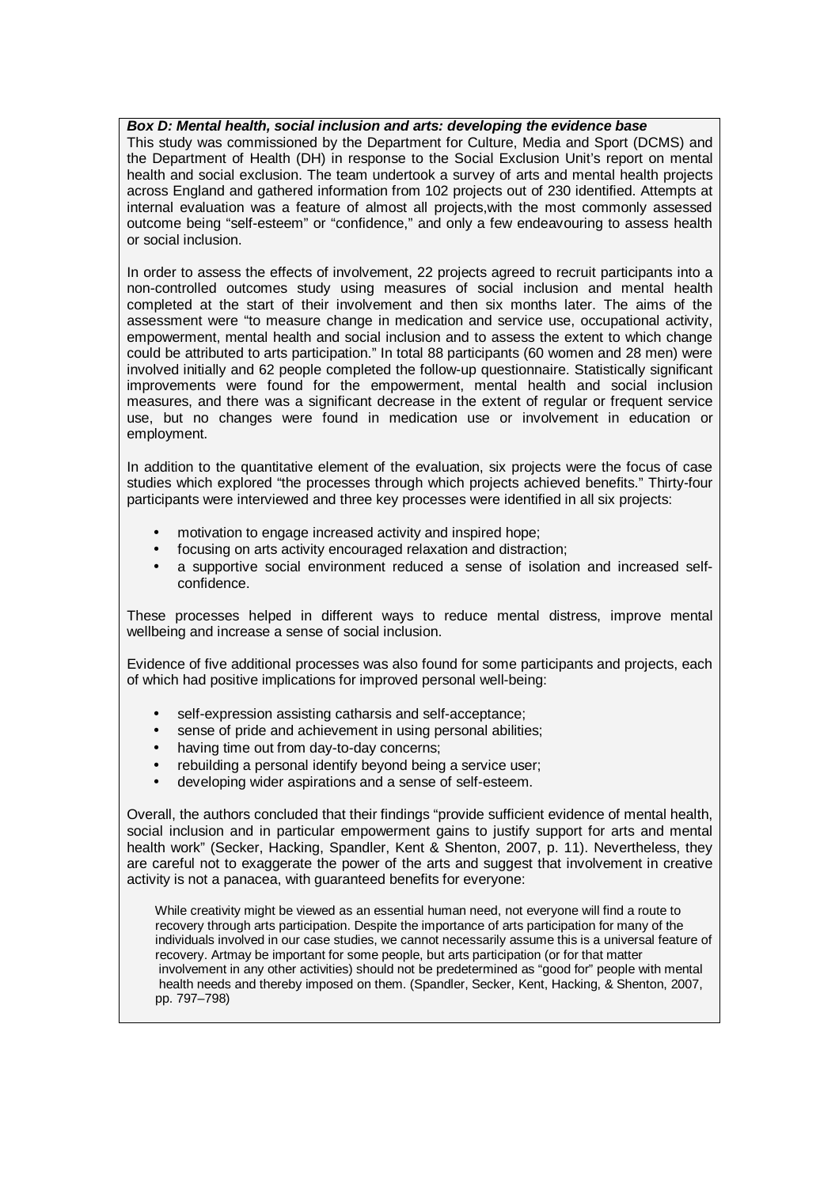***Box D: Mental health, social inclusion and arts: developing the evidence base***

This study was commissioned by the Department for Culture, Media and Sport (DCMS) and the Department of Health (DH) in response to the Social Exclusion Unit's report on mental health and social exclusion. The team undertook a survey of arts and mental health projects across England and gathered information from 102 projects out of 230 identified. Attempts at internal evaluation was a feature of almost all projects,with the most commonly assessed outcome being "self-esteem" or "confidence," and only a few endeavouring to assess health or social inclusion.

In order to assess the effects of involvement, 22 projects agreed to recruit participants into a non-controlled outcomes study using measures of social inclusion and mental health completed at the start of their involvement and then six months later. The aims of the assessment were "to measure change in medication and service use, occupational activity, empowerment, mental health and social inclusion and to assess the extent to which change could be attributed to arts participation." In total 88 participants (60 women and 28 men) were involved initially and 62 people completed the follow-up questionnaire. Statistically significant improvements were found for the empowerment, mental health and social inclusion measures, and there was a significant decrease in the extent of regular or frequent service use, but no changes were found in medication use or involvement in education or employment.

In addition to the quantitative element of the evaluation, six projects were the focus of case studies which explored "the processes through which projects achieved benefits." Thirty-four participants were interviewed and three key processes were identified in all six projects:

- motivation to engage increased activity and inspired hope;
- focusing on arts activity encouraged relaxation and distraction;
- a supportive social environment reduced a sense of isolation and increased self-confidence.

These processes helped in different ways to reduce mental distress, improve mental wellbeing and increase a sense of social inclusion.

Evidence of five additional processes was also found for some participants and projects, each of which had positive implications for improved personal well-being:

- self-expression assisting catharsis and self-acceptance;
- sense of pride and achievement in using personal abilities;
- having time out from day-to-day concerns;
- rebuilding a personal identify beyond being a service user;
- developing wider aspirations and a sense of self-esteem.

Overall, the authors concluded that their findings "provide sufficient evidence of mental health, social inclusion and in particular empowerment gains to justify support for arts and mental health work" (Secker, Hacking, Spandler, Kent & Shenton, 2007, p. 11). Nevertheless, they are careful not to exaggerate the power of the arts and suggest that involvement in creative activity is not a panacea, with guaranteed benefits for everyone:

> While creativity might be viewed as an essential human need, not everyone will find a route to recovery through arts participation. Despite the importance of arts participation for many of the individuals involved in our case studies, we cannot necessarily assume this is a universal feature of recovery. Artmay be important for some people, but arts participation (or for that matter involvement in any other activities) should not be predetermined as "good for" people with mental health needs and thereby imposed on them. (Spandler, Secker, Kent, Hacking, & Shenton, 2007, pp. 797–798)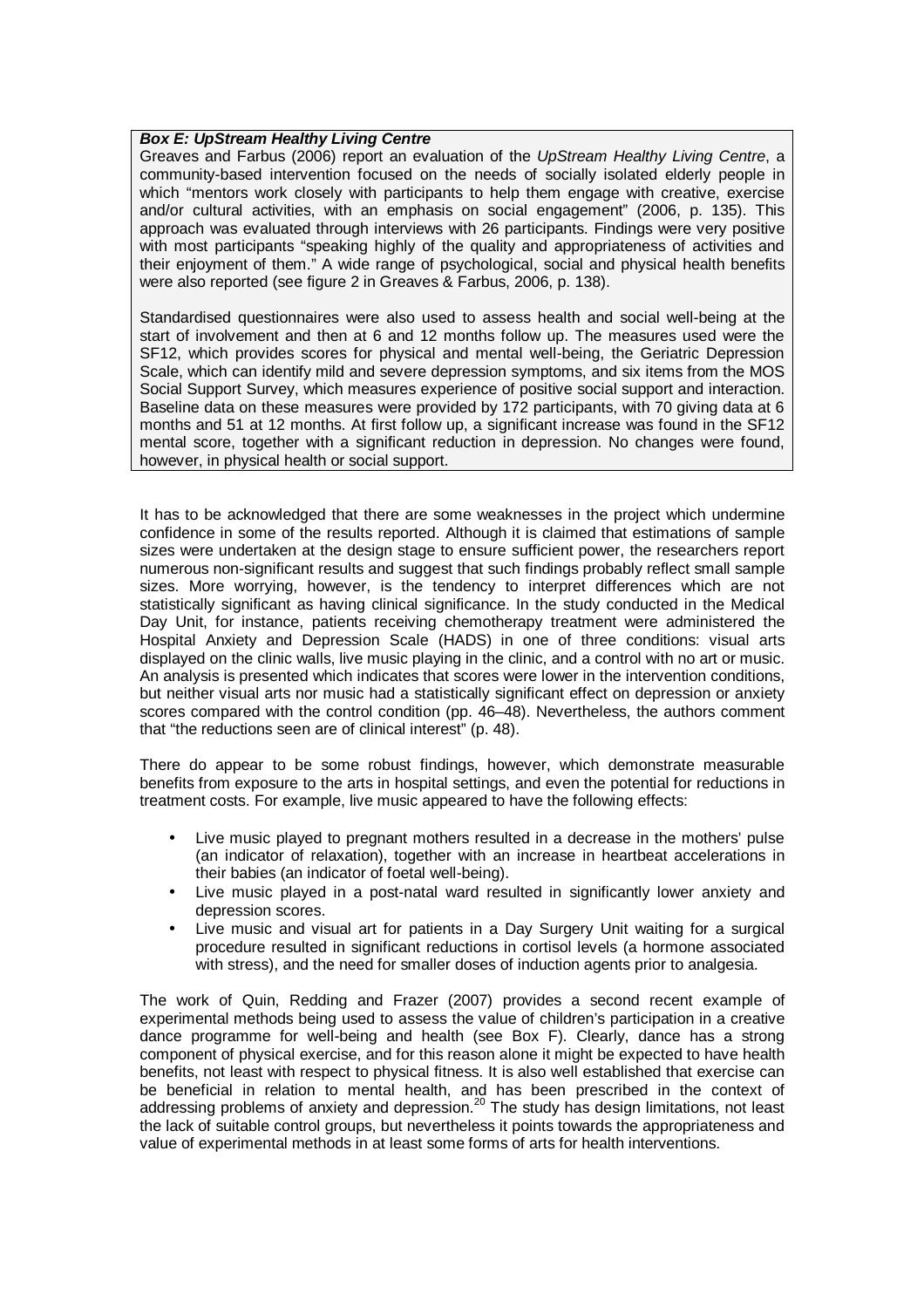**_Box E: UpStream Healthy Living Centre_**

Greaves and Farbus (2006) report an evaluation of the *UpStream Healthy Living Centre*, a community-based intervention focused on the needs of socially isolated elderly people in which "mentors work closely with participants to help them engage with creative, exercise and/or cultural activities, with an emphasis on social engagement" (2006, p. 135). This approach was evaluated through interviews with 26 participants. Findings were very positive with most participants "speaking highly of the quality and appropriateness of activities and their enjoyment of them." A wide range of psychological, social and physical health benefits were also reported (see figure 2 in Greaves & Farbus, 2006, p. 138).

Standardised questionnaires were also used to assess health and social well-being at the start of involvement and then at 6 and 12 months follow up. The measures used were the SF12, which provides scores for physical and mental well-being, the Geriatric Depression Scale, which can identify mild and severe depression symptoms, and six items from the MOS Social Support Survey, which measures experience of positive social support and interaction. Baseline data on these measures were provided by 172 participants, with 70 giving data at 6 months and 51 at 12 months. At first follow up, a significant increase was found in the SF12 mental score, together with a significant reduction in depression. No changes were found, however, in physical health or social support.

It has to be acknowledged that there are some weaknesses in the project which undermine confidence in some of the results reported. Although it is claimed that estimations of sample sizes were undertaken at the design stage to ensure sufficient power, the researchers report numerous non-significant results and suggest that such findings probably reflect small sample sizes. More worrying, however, is the tendency to interpret differences which are not statistically significant as having clinical significance. In the study conducted in the Medical Day Unit, for instance, patients receiving chemotherapy treatment were administered the Hospital Anxiety and Depression Scale (HADS) in one of three conditions: visual arts displayed on the clinic walls, live music playing in the clinic, and a control with no art or music. An analysis is presented which indicates that scores were lower in the intervention conditions, but neither visual arts nor music had a statistically significant effect on depression or anxiety scores compared with the control condition (pp. 46–48). Nevertheless, the authors comment that "the reductions seen are of clinical interest" (p. 48).

There do appear to be some robust findings, however, which demonstrate measurable benefits from exposure to the arts in hospital settings, and even the potential for reductions in treatment costs. For example, live music appeared to have the following effects:

- Live music played to pregnant mothers resulted in a decrease in the mothers' pulse (an indicator of relaxation), together with an increase in heartbeat accelerations in their babies (an indicator of foetal well-being).
- Live music played in a post-natal ward resulted in significantly lower anxiety and depression scores.
- Live music and visual art for patients in a Day Surgery Unit waiting for a surgical procedure resulted in significant reductions in cortisol levels (a hormone associated with stress), and the need for smaller doses of induction agents prior to analgesia.

The work of Quin, Redding and Frazer (2007) provides a second recent example of experimental methods being used to assess the value of children's participation in a creative dance programme for well-being and health (see Box F). Clearly, dance has a strong component of physical exercise, and for this reason alone it might be expected to have health benefits, not least with respect to physical fitness. It is also well established that exercise can be beneficial in relation to mental health, and has been prescribed in the context of addressing problems of anxiety and depression.[20] The study has design limitations, not least the lack of suitable control groups, but nevertheless it points towards the appropriateness and value of experimental methods in at least some forms of arts for health interventions.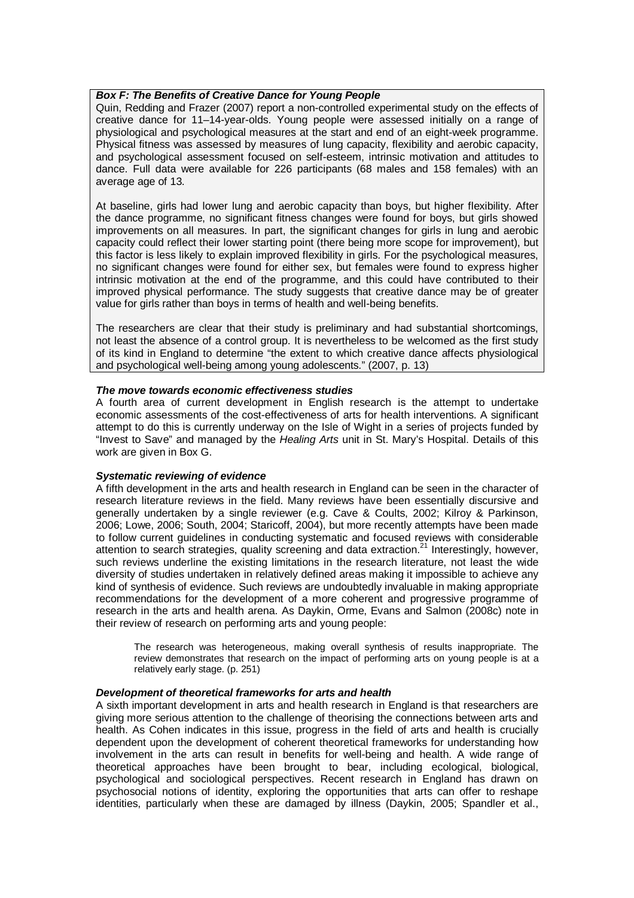**_Box F: The Benefits of Creative Dance for Young People_**

Quin, Redding and Frazer (2007) report a non-controlled experimental study on the effects of creative dance for 11–14-year-olds. Young people were assessed initially on a range of physiological and psychological measures at the start and end of an eight-week programme. Physical fitness was assessed by measures of lung capacity, flexibility and aerobic capacity, and psychological assessment focused on self-esteem, intrinsic motivation and attitudes to dance. Full data were available for 226 participants (68 males and 158 females) with an average age of 13.

At baseline, girls had lower lung and aerobic capacity than boys, but higher flexibility. After the dance programme, no significant fitness changes were found for boys, but girls showed improvements on all measures. In part, the significant changes for girls in lung and aerobic capacity could reflect their lower starting point (there being more scope for improvement), but this factor is less likely to explain improved flexibility in girls. For the psychological measures, no significant changes were found for either sex, but females were found to express higher intrinsic motivation at the end of the programme, and this could have contributed to their improved physical performance. The study suggests that creative dance may be of greater value for girls rather than boys in terms of health and well-being benefits.

The researchers are clear that their study is preliminary and had substantial shortcomings, not least the absence of a control group. It is nevertheless to be welcomed as the first study of its kind in England to determine "the extent to which creative dance affects physiological and psychological well-being among young adolescents." (2007, p. 13)

**_The move towards economic effectiveness studies_**

A fourth area of current development in English research is the attempt to undertake economic assessments of the cost-effectiveness of arts for health interventions. A significant attempt to do this is currently underway on the Isle of Wight in a series of projects funded by "Invest to Save" and managed by the *Healing Arts* unit in St. Mary's Hospital. Details of this work are given in Box G.

**_Systematic reviewing of evidence_**

A fifth development in the arts and health research in England can be seen in the character of research literature reviews in the field. Many reviews have been essentially discursive and generally undertaken by a single reviewer (e.g. Cave & Coults, 2002; Kilroy & Parkinson, 2006; Lowe, 2006; South, 2004; Staricoff, 2004), but more recently attempts have been made to follow current guidelines in conducting systematic and focused reviews with considerable attention to search strategies, quality screening and data extraction.[21] Interestingly, however, such reviews underline the existing limitations in the research literature, not least the wide diversity of studies undertaken in relatively defined areas making it impossible to achieve any kind of synthesis of evidence. Such reviews are undoubtedly invaluable in making appropriate recommendations for the development of a more coherent and progressive programme of research in the arts and health arena. As Daykin, Orme, Evans and Salmon (2008c) note in their review of research on performing arts and young people:

> The research was heterogeneous, making overall synthesis of results inappropriate. The review demonstrates that research on the impact of performing arts on young people is at a relatively early stage. (p. 251)

**_Development of theoretical frameworks for arts and health_**

A sixth important development in arts and health research in England is that researchers are giving more serious attention to the challenge of theorising the connections between arts and health. As Cohen indicates in this issue, progress in the field of arts and health is crucially dependent upon the development of coherent theoretical frameworks for understanding how involvement in the arts can result in benefits for well-being and health. A wide range of theoretical approaches have been brought to bear, including ecological, biological, psychological and sociological perspectives. Recent research in England has drawn on psychosocial notions of identity, exploring the opportunities that arts can offer to reshape identities, particularly when these are damaged by illness (Daykin, 2005; Spandler et al.,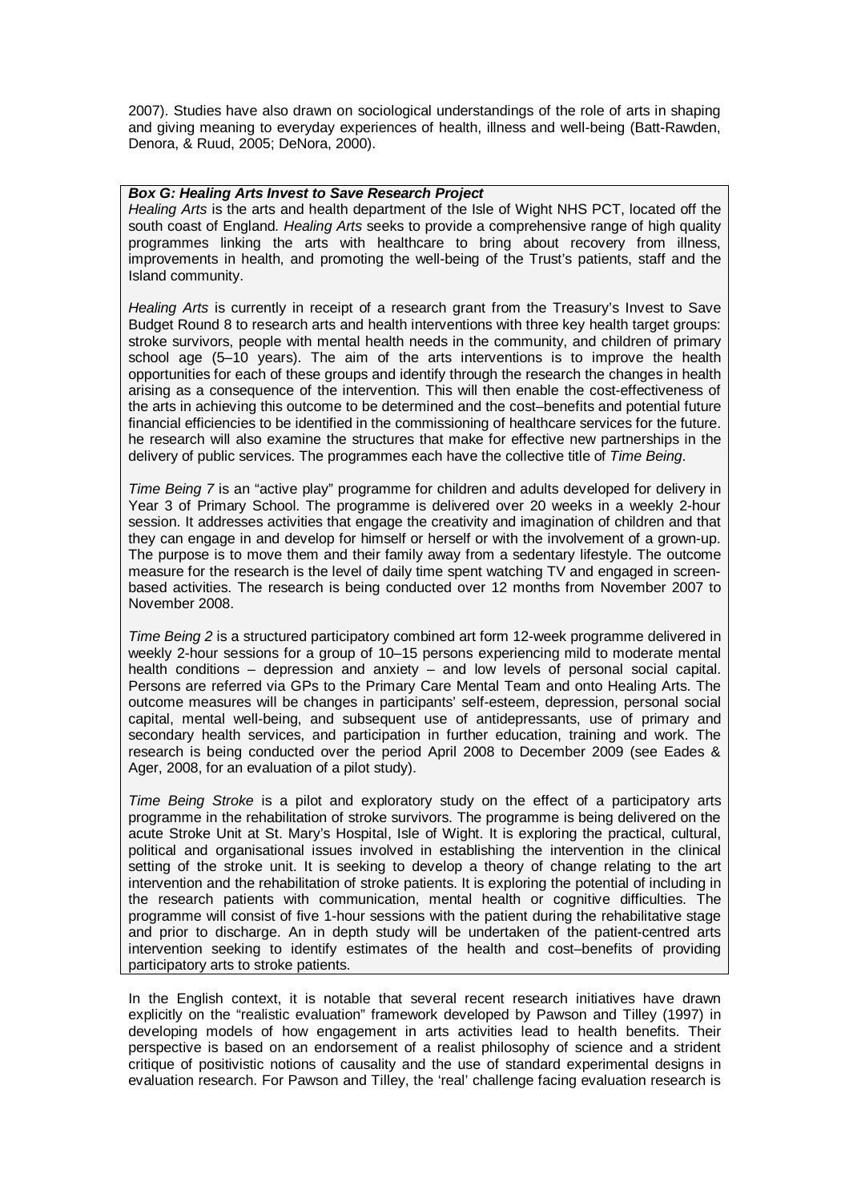2007). Studies have also drawn on sociological understandings of the role of arts in shaping and giving meaning to everyday experiences of health, illness and well-being (Batt-Rawden, Denora, & Ruud, 2005; DeNora, 2000).

> ***Box G: Healing Arts Invest to Save Research Project***
>
> *Healing Arts* is the arts and health department of the Isle of Wight NHS PCT, located off the south coast of England. *Healing Arts* seeks to provide a comprehensive range of high quality programmes linking the arts with healthcare to bring about recovery from illness, improvements in health, and promoting the well-being of the Trust's patients, staff and the Island community.
>
> *Healing Arts* is currently in receipt of a research grant from the Treasury's Invest to Save Budget Round 8 to research arts and health interventions with three key health target groups: stroke survivors, people with mental health needs in the community, and children of primary school age (5–10 years). The aim of the arts interventions is to improve the health opportunities for each of these groups and identify through the research the changes in health arising as a consequence of the intervention. This will then enable the cost-effectiveness of the arts in achieving this outcome to be determined and the cost–benefits and potential future financial efficiencies to be identified in the commissioning of healthcare services for the future. he research will also examine the structures that make for effective new partnerships in the delivery of public services. The programmes each have the collective title of *Time Being*.
>
> *Time Being 7* is an "active play" programme for children and adults developed for delivery in Year 3 of Primary School. The programme is delivered over 20 weeks in a weekly 2-hour session. It addresses activities that engage the creativity and imagination of children and that they can engage in and develop for himself or herself or with the involvement of a grown-up. The purpose is to move them and their family away from a sedentary lifestyle. The outcome measure for the research is the level of daily time spent watching TV and engaged in screen-based activities. The research is being conducted over 12 months from November 2007 to November 2008.
>
> *Time Being 2* is a structured participatory combined art form 12-week programme delivered in weekly 2-hour sessions for a group of 10–15 persons experiencing mild to moderate mental health conditions – depression and anxiety – and low levels of personal social capital. Persons are referred via GPs to the Primary Care Mental Team and onto Healing Arts. The outcome measures will be changes in participants' self-esteem, depression, personal social capital, mental well-being, and subsequent use of antidepressants, use of primary and secondary health services, and participation in further education, training and work. The research is being conducted over the period April 2008 to December 2009 (see Eades & Ager, 2008, for an evaluation of a pilot study).
>
> *Time Being Stroke* is a pilot and exploratory study on the effect of a participatory arts programme in the rehabilitation of stroke survivors. The programme is being delivered on the acute Stroke Unit at St. Mary's Hospital, Isle of Wight. It is exploring the practical, cultural, political and organisational issues involved in establishing the intervention in the clinical setting of the stroke unit. It is seeking to develop a theory of change relating to the art intervention and the rehabilitation of stroke patients. It is exploring the potential of including in the research patients with communication, mental health or cognitive difficulties. The programme will consist of five 1-hour sessions with the patient during the rehabilitative stage and prior to discharge. An in depth study will be undertaken of the patient-centred arts intervention seeking to identify estimates of the health and cost–benefits of providing participatory arts to stroke patients.

In the English context, it is notable that several recent research initiatives have drawn explicitly on the "realistic evaluation" framework developed by Pawson and Tilley (1997) in developing models of how engagement in arts activities lead to health benefits. Their perspective is based on an endorsement of a realist philosophy of science and a strident critique of positivistic notions of causality and the use of standard experimental designs in evaluation research. For Pawson and Tilley, the 'real' challenge facing evaluation research is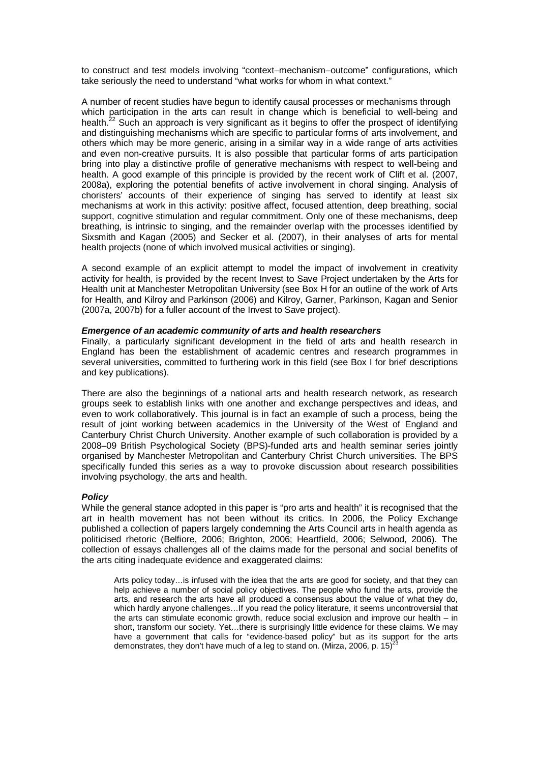to construct and test models involving "context–mechanism–outcome" configurations, which take seriously the need to understand "what works for whom in what context."

A number of recent studies have begun to identify causal processes or mechanisms through which participation in the arts can result in change which is beneficial to well-being and health.[22] Such an approach is very significant as it begins to offer the prospect of identifying and distinguishing mechanisms which are specific to particular forms of arts involvement, and others which may be more generic, arising in a similar way in a wide range of arts activities and even non-creative pursuits. It is also possible that particular forms of arts participation bring into play a distinctive profile of generative mechanisms with respect to well-being and health. A good example of this principle is provided by the recent work of Clift et al. (2007, 2008a), exploring the potential benefits of active involvement in choral singing. Analysis of choristers' accounts of their experience of singing has served to identify at least six mechanisms at work in this activity: positive affect, focused attention, deep breathing, social support, cognitive stimulation and regular commitment. Only one of these mechanisms, deep breathing, is intrinsic to singing, and the remainder overlap with the processes identified by Sixsmith and Kagan (2005) and Secker et al. (2007), in their analyses of arts for mental health projects (none of which involved musical activities or singing).

A second example of an explicit attempt to model the impact of involvement in creativity activity for health, is provided by the recent Invest to Save Project undertaken by the Arts for Health unit at Manchester Metropolitan University (see Box H for an outline of the work of Arts for Health, and Kilroy and Parkinson (2006) and Kilroy, Garner, Parkinson, Kagan and Senior (2007a, 2007b) for a fuller account of the Invest to Save project).

### *Emergence of an academic community of arts and health researchers*

Finally, a particularly significant development in the field of arts and health research in England has been the establishment of academic centres and research programmes in several universities, committed to furthering work in this field (see Box I for brief descriptions and key publications).

There are also the beginnings of a national arts and health research network, as research groups seek to establish links with one another and exchange perspectives and ideas, and even to work collaboratively. This journal is in fact an example of such a process, being the result of joint working between academics in the University of the West of England and Canterbury Christ Church University. Another example of such collaboration is provided by a 2008–09 British Psychological Society (BPS)-funded arts and health seminar series jointly organised by Manchester Metropolitan and Canterbury Christ Church universities. The BPS specifically funded this series as a way to provoke discussion about research possibilities involving psychology, the arts and health.

### *Policy*

While the general stance adopted in this paper is "pro arts and health" it is recognised that the art in health movement has not been without its critics. In 2006, the Policy Exchange published a collection of papers largely condemning the Arts Council arts in health agenda as politicised rhetoric (Belfiore, 2006; Brighton, 2006; Heartfield, 2006; Selwood, 2006). The collection of essays challenges all of the claims made for the personal and social benefits of the arts citing inadequate evidence and exaggerated claims:

> Arts policy today…is infused with the idea that the arts are good for society, and that they can help achieve a number of social policy objectives. The people who fund the arts, provide the arts, and research the arts have all produced a consensus about the value of what they do, which hardly anyone challenges…If you read the policy literature, it seems uncontroversial that the arts can stimulate economic growth, reduce social exclusion and improve our health – in short, transform our society. Yet…there is surprisingly little evidence for these claims. We may have a government that calls for "evidence-based policy" but as its support for the arts demonstrates, they don't have much of a leg to stand on. (Mirza, 2006, p. 15)[23]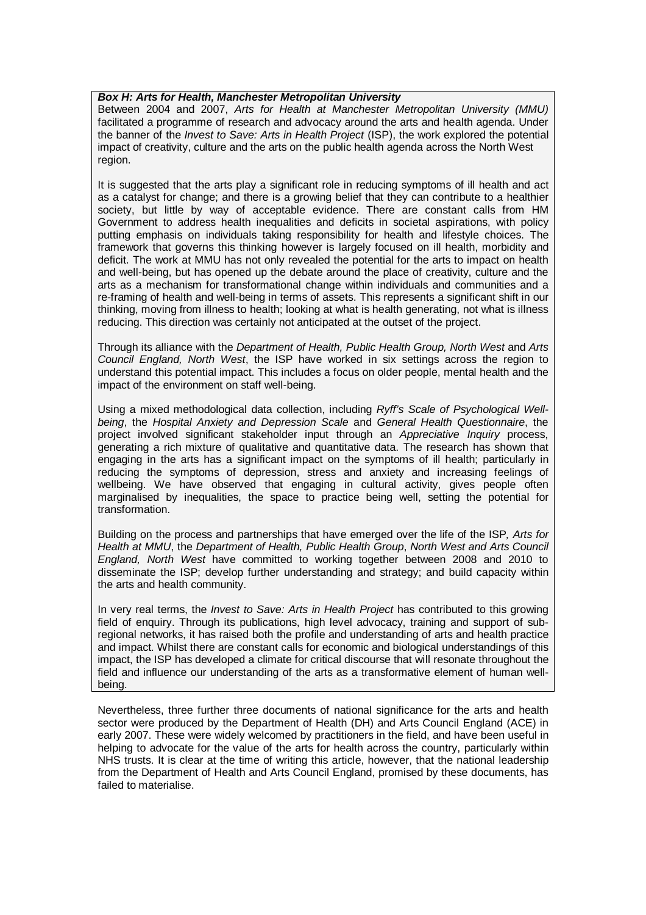**_Box H: Arts for Health, Manchester Metropolitan University_**

Between 2004 and 2007, *Arts for Health at Manchester Metropolitan University (MMU)* facilitated a programme of research and advocacy around the arts and health agenda. Under the banner of the *Invest to Save: Arts in Health Project* (ISP), the work explored the potential impact of creativity, culture and the arts on the public health agenda across the North West region.

It is suggested that the arts play a significant role in reducing symptoms of ill health and act as a catalyst for change; and there is a growing belief that they can contribute to a healthier society, but little by way of acceptable evidence. There are constant calls from HM Government to address health inequalities and deficits in societal aspirations, with policy putting emphasis on individuals taking responsibility for health and lifestyle choices. The framework that governs this thinking however is largely focused on ill health, morbidity and deficit. The work at MMU has not only revealed the potential for the arts to impact on health and well-being, but has opened up the debate around the place of creativity, culture and the arts as a mechanism for transformational change within individuals and communities and a re-framing of health and well-being in terms of assets. This represents a significant shift in our thinking, moving from illness to health; looking at what is health generating, not what is illness reducing. This direction was certainly not anticipated at the outset of the project.

Through its alliance with the *Department of Health, Public Health Group, North West* and *Arts Council England, North West*, the ISP have worked in six settings across the region to understand this potential impact. This includes a focus on older people, mental health and the impact of the environment on staff well-being.

Using a mixed methodological data collection, including *Ryff's Scale of Psychological Well-being*, the *Hospital Anxiety and Depression Scale* and *General Health Questionnaire*, the project involved significant stakeholder input through an *Appreciative Inquiry* process, generating a rich mixture of qualitative and quantitative data. The research has shown that engaging in the arts has a significant impact on the symptoms of ill health; particularly in reducing the symptoms of depression, stress and anxiety and increasing feelings of wellbeing. We have observed that engaging in cultural activity, gives people often marginalised by inequalities, the space to practice being well, setting the potential for transformation.

Building on the process and partnerships that have emerged over the life of the ISP, *Arts for Health at MMU*, the *Department of Health, Public Health Group*, *North West and Arts Council England, North West* have committed to working together between 2008 and 2010 to disseminate the ISP; develop further understanding and strategy; and build capacity within the arts and health community.

In very real terms, the *Invest to Save: Arts in Health Project* has contributed to this growing field of enquiry. Through its publications, high level advocacy, training and support of sub-regional networks, it has raised both the profile and understanding of arts and health practice and impact. Whilst there are constant calls for economic and biological understandings of this impact, the ISP has developed a climate for critical discourse that will resonate throughout the field and influence our understanding of the arts as a transformative element of human well-being.

Nevertheless, three further three documents of national significance for the arts and health sector were produced by the Department of Health (DH) and Arts Council England (ACE) in early 2007. These were widely welcomed by practitioners in the field, and have been useful in helping to advocate for the value of the arts for health across the country, particularly within NHS trusts. It is clear at the time of writing this article, however, that the national leadership from the Department of Health and Arts Council England, promised by these documents, has failed to materialise.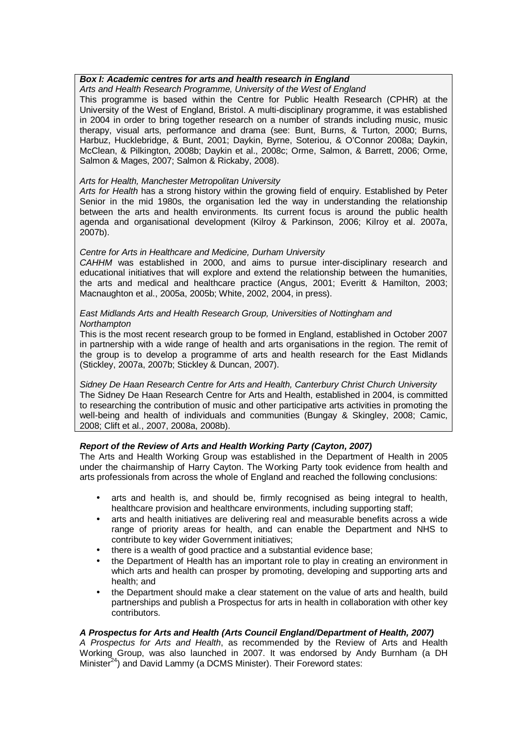**Box I: Academic centres for arts and health research in England**

*Arts and Health Research Programme, University of the West of England*

This programme is based within the Centre for Public Health Research (CPHR) at the University of the West of England, Bristol. A multi-disciplinary programme, it was established in 2004 in order to bring together research on a number of strands including music, music therapy, visual arts, performance and drama (see: Bunt, Burns, & Turton, 2000; Burns, Harbuz, Hucklebridge, & Bunt, 2001; Daykin, Byrne, Soteriou, & O'Connor 2008a; Daykin, McClean, & Pilkington, 2008b; Daykin et al., 2008c; Orme, Salmon, & Barrett, 2006; Orme, Salmon & Mages, 2007; Salmon & Rickaby, 2008).

*Arts for Health, Manchester Metropolitan University*

*Arts for Health* has a strong history within the growing field of enquiry. Established by Peter Senior in the mid 1980s, the organisation led the way in understanding the relationship between the arts and health environments. Its current focus is around the public health agenda and organisational development (Kilroy & Parkinson, 2006; Kilroy et al. 2007a, 2007b).

*Centre for Arts in Healthcare and Medicine, Durham University*

*CAHHM* was established in 2000, and aims to pursue inter-disciplinary research and educational initiatives that will explore and extend the relationship between the humanities, the arts and medical and healthcare practice (Angus, 2001; Everitt & Hamilton, 2003; Macnaughton et al., 2005a, 2005b; White, 2002, 2004, in press).

*East Midlands Arts and Health Research Group, Universities of Nottingham and Northampton*

This is the most recent research group to be formed in England, established in October 2007 in partnership with a wide range of health and arts organisations in the region. The remit of the group is to develop a programme of arts and health research for the East Midlands (Stickley, 2007a, 2007b; Stickley & Duncan, 2007).

*Sidney De Haan Research Centre for Arts and Health, Canterbury Christ Church University*

The Sidney De Haan Research Centre for Arts and Health, established in 2004, is committed to researching the contribution of music and other participative arts activities in promoting the well-being and health of individuals and communities (Bungay & Skingley, 2008; Camic, 2008; Clift et al., 2007, 2008a, 2008b).

***Report of the Review of Arts and Health Working Party (Cayton, 2007)***

The Arts and Health Working Group was established in the Department of Health in 2005 under the chairmanship of Harry Cayton. The Working Party took evidence from health and arts professionals from across the whole of England and reached the following conclusions:

- arts and health is, and should be, firmly recognised as being integral to health, healthcare provision and healthcare environments, including supporting staff;
- arts and health initiatives are delivering real and measurable benefits across a wide range of priority areas for health, and can enable the Department and NHS to contribute to key wider Government initiatives;
- there is a wealth of good practice and a substantial evidence base;
- the Department of Health has an important role to play in creating an environment in which arts and health can prosper by promoting, developing and supporting arts and health; and
- the Department should make a clear statement on the value of arts and health, build partnerships and publish a Prospectus for arts in health in collaboration with other key contributors.

***A Prospectus for Arts and Health (Arts Council England/Department of Health, 2007)***

*A Prospectus for Arts and Health*, as recommended by the Review of Arts and Health Working Group, was also launched in 2007. It was endorsed by Andy Burnham (a DH Minister[24]) and David Lammy (a DCMS Minister). Their Foreword states: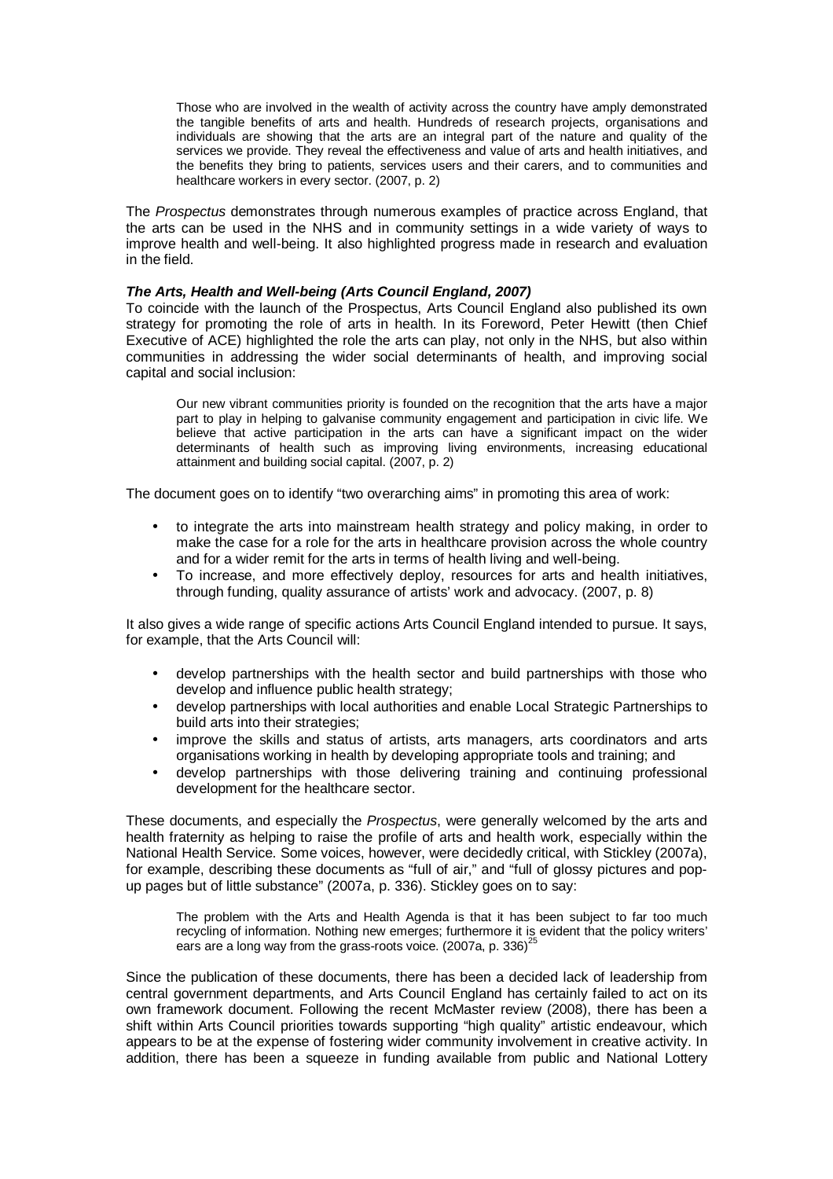> Those who are involved in the wealth of activity across the country have amply demonstrated the tangible benefits of arts and health. Hundreds of research projects, organisations and individuals are showing that the arts are an integral part of the nature and quality of the services we provide. They reveal the effectiveness and value of arts and health initiatives, and the benefits they bring to patients, services users and their carers, and to communities and healthcare workers in every sector. (2007, p. 2)

The *Prospectus* demonstrates through numerous examples of practice across England, that the arts can be used in the NHS and in community settings in a wide variety of ways to improve health and well-being. It also highlighted progress made in research and evaluation in the field.

***The Arts, Health and Well-being (Arts Council England, 2007)***

To coincide with the launch of the Prospectus, Arts Council England also published its own strategy for promoting the role of arts in health. In its Foreword, Peter Hewitt (then Chief Executive of ACE) highlighted the role the arts can play, not only in the NHS, but also within communities in addressing the wider social determinants of health, and improving social capital and social inclusion:

> Our new vibrant communities priority is founded on the recognition that the arts have a major part to play in helping to galvanise community engagement and participation in civic life. We believe that active participation in the arts can have a significant impact on the wider determinants of health such as improving living environments, increasing educational attainment and building social capital. (2007, p. 2)

The document goes on to identify "two overarching aims" in promoting this area of work:

- to integrate the arts into mainstream health strategy and policy making, in order to make the case for a role for the arts in healthcare provision across the whole country and for a wider remit for the arts in terms of health living and well-being.
- To increase, and more effectively deploy, resources for arts and health initiatives, through funding, quality assurance of artists' work and advocacy. (2007, p. 8)

It also gives a wide range of specific actions Arts Council England intended to pursue. It says, for example, that the Arts Council will:

- develop partnerships with the health sector and build partnerships with those who develop and influence public health strategy;
- develop partnerships with local authorities and enable Local Strategic Partnerships to build arts into their strategies;
- improve the skills and status of artists, arts managers, arts coordinators and arts organisations working in health by developing appropriate tools and training; and
- develop partnerships with those delivering training and continuing professional development for the healthcare sector.

These documents, and especially the *Prospectus*, were generally welcomed by the arts and health fraternity as helping to raise the profile of arts and health work, especially within the National Health Service. Some voices, however, were decidedly critical, with Stickley (2007a), for example, describing these documents as "full of air," and "full of glossy pictures and pop-up pages but of little substance" (2007a, p. 336). Stickley goes on to say:

> The problem with the Arts and Health Agenda is that it has been subject to far too much recycling of information. Nothing new emerges; furthermore it is evident that the policy writers' ears are a long way from the grass-roots voice. (2007a, p. 336)[25]

Since the publication of these documents, there has been a decided lack of leadership from central government departments, and Arts Council England has certainly failed to act on its own framework document. Following the recent McMaster review (2008), there has been a shift within Arts Council priorities towards supporting "high quality" artistic endeavour, which appears to be at the expense of fostering wider community involvement in creative activity. In addition, there has been a squeeze in funding available from public and National Lottery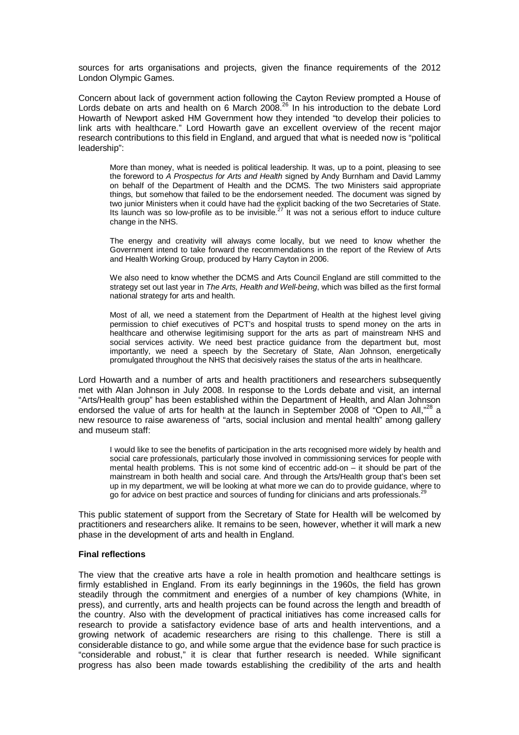sources for arts organisations and projects, given the finance requirements of the 2012 London Olympic Games.

Concern about lack of government action following the Cayton Review prompted a House of Lords debate on arts and health on 6 March 2008.[26] In his introduction to the debate Lord Howarth of Newport asked HM Government how they intended "to develop their policies to link arts with healthcare." Lord Howarth gave an excellent overview of the recent major research contributions to this field in England, and argued that what is needed now is "political leadership":

> More than money, what is needed is political leadership. It was, up to a point, pleasing to see the foreword to *A Prospectus for Arts and Health* signed by Andy Burnham and David Lammy on behalf of the Department of Health and the DCMS. The two Ministers said appropriate things, but somehow that failed to be the endorsement needed. The document was signed by two junior Ministers when it could have had the explicit backing of the two Secretaries of State. Its launch was so low-profile as to be invisible.[27] It was not a serious effort to induce culture change in the NHS.
>
> The energy and creativity will always come locally, but we need to know whether the Government intend to take forward the recommendations in the report of the Review of Arts and Health Working Group, produced by Harry Cayton in 2006.
>
> We also need to know whether the DCMS and Arts Council England are still committed to the strategy set out last year in *The Arts, Health and Well-being*, which was billed as the first formal national strategy for arts and health.
>
> Most of all, we need a statement from the Department of Health at the highest level giving permission to chief executives of PCT's and hospital trusts to spend money on the arts in healthcare and otherwise legitimising support for the arts as part of mainstream NHS and social services activity. We need best practice guidance from the department but, most importantly, we need a speech by the Secretary of State, Alan Johnson, energetically promulgated throughout the NHS that decisively raises the status of the arts in healthcare.

Lord Howarth and a number of arts and health practitioners and researchers subsequently met with Alan Johnson in July 2008. In response to the Lords debate and visit, an internal "Arts/Health group" has been established within the Department of Health, and Alan Johnson endorsed the value of arts for health at the launch in September 2008 of "Open to All,"[28] a new resource to raise awareness of "arts, social inclusion and mental health" among gallery and museum staff:

> I would like to see the benefits of participation in the arts recognised more widely by health and social care professionals, particularly those involved in commissioning services for people with mental health problems. This is not some kind of eccentric add-on – it should be part of the mainstream in both health and social care. And through the Arts/Health group that's been set up in my department, we will be looking at what more we can do to provide guidance, where to go for advice on best practice and sources of funding for clinicians and arts professionals.[29]

This public statement of support from the Secretary of State for Health will be welcomed by practitioners and researchers alike. It remains to be seen, however, whether it will mark a new phase in the development of arts and health in England.

**Final reflections**

The view that the creative arts have a role in health promotion and healthcare settings is firmly established in England. From its early beginnings in the 1960s, the field has grown steadily through the commitment and energies of a number of key champions (White, in press), and currently, arts and health projects can be found across the length and breadth of the country. Also with the development of practical initiatives has come increased calls for research to provide a satisfactory evidence base of arts and health interventions, and a growing network of academic researchers are rising to this challenge. There is still a considerable distance to go, and while some argue that the evidence base for such practice is "considerable and robust," it is clear that further research is needed. While significant progress has also been made towards establishing the credibility of the arts and health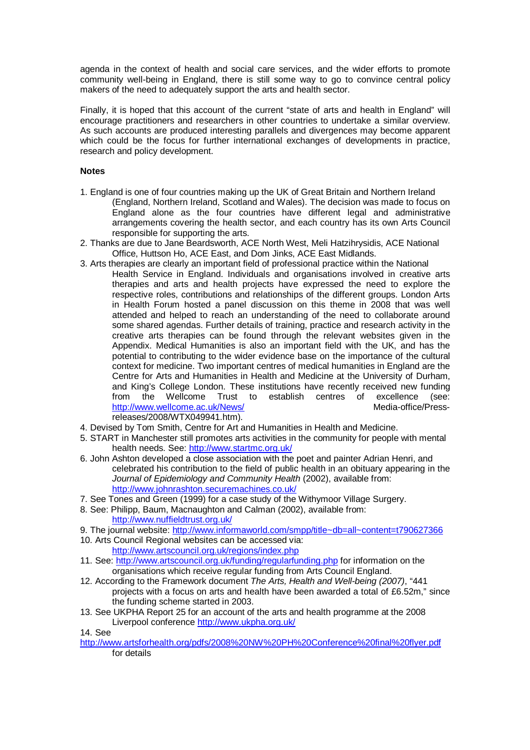agenda in the context of health and social care services, and the wider efforts to promote community well-being in England, there is still some way to go to convince central policy makers of the need to adequately support the arts and health sector.

Finally, it is hoped that this account of the current "state of arts and health in England" will encourage practitioners and researchers in other countries to undertake a similar overview. As such accounts are produced interesting parallels and divergences may become apparent which could be the focus for further international exchanges of developments in practice, research and policy development.

**Notes**

1. England is one of four countries making up the UK of Great Britain and Northern Ireland (England, Northern Ireland, Scotland and Wales). The decision was made to focus on England alone as the four countries have different legal and administrative arrangements covering the health sector, and each country has its own Arts Council responsible for supporting the arts.
2. Thanks are due to Jane Beardsworth, ACE North West, Meli Hatzihrysidis, ACE National Office, Huttson Ho, ACE East, and Dom Jinks, ACE East Midlands.
3. Arts therapies are clearly an important field of professional practice within the National Health Service in England. Individuals and organisations involved in creative arts therapies and arts and health projects have expressed the need to explore the respective roles, contributions and relationships of the different groups. London Arts in Health Forum hosted a panel discussion on this theme in 2008 that was well attended and helped to reach an understanding of the need to collaborate around some shared agendas. Further details of training, practice and research activity in the creative arts therapies can be found through the relevant websites given in the Appendix. Medical Humanities is also an important field with the UK, and has the potential to contributing to the wider evidence base on the importance of the cultural context for medicine. Two important centres of medical humanities in England are the Centre for Arts and Humanities in Health and Medicine at the University of Durham, and King's College London. These institutions have recently received new funding from the Wellcome Trust to establish centres of excellence (see: http://www.wellcome.ac.uk/News/ Media-office/Press-releases/2008/WTX049941.htm).
4. Devised by Tom Smith, Centre for Art and Humanities in Health and Medicine.
5. START in Manchester still promotes arts activities in the community for people with mental health needs. See: http://www.startmc.org.uk/
6. John Ashton developed a close association with the poet and painter Adrian Henri, and celebrated his contribution to the field of public health in an obituary appearing in the *Journal of Epidemiology and Community Health* (2002), available from: http://www.johnrashton.securemachines.co.uk/
7. See Tones and Green (1999) for a case study of the Withymoor Village Surgery.
8. See: Philipp, Baum, Macnaughton and Calman (2002), available from: http://www.nuffieldtrust.org.uk/
9. The journal website: http://www.informaworld.com/smpp/title~db=all~content=t790627366
10. Arts Council Regional websites can be accessed via: http://www.artscouncil.org.uk/regions/index.php
11. See: http://www.artscouncil.org.uk/funding/regularfunding.php for information on the organisations which receive regular funding from Arts Council England.
12. According to the Framework document *The Arts, Health and Well-being (2007)*, "441 projects with a focus on arts and health have been awarded a total of £6.52m," since the funding scheme started in 2003.
13. See UKPHA Report 25 for an account of the arts and health programme at the 2008 Liverpool conference http://www.ukpha.org.uk/
14. See http://www.artsforhealth.org/pdfs/2008%20NW%20PH%20Conference%20final%20flyer.pdf for details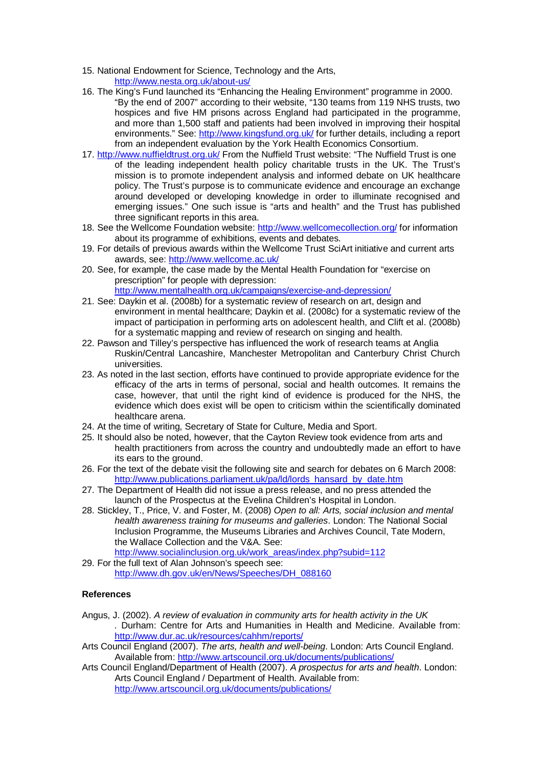15. National Endowment for Science, Technology and the Arts, http://www.nesta.org.uk/about-us/
16. The King's Fund launched its "Enhancing the Healing Environment" programme in 2000. "By the end of 2007" according to their website, "130 teams from 119 NHS trusts, two hospices and five HM prisons across England had participated in the programme, and more than 1,500 staff and patients had been involved in improving their hospital environments." See: http://www.kingsfund.org.uk/ for further details, including a report from an independent evaluation by the York Health Economics Consortium.
17. http://www.nuffieldtrust.org.uk/ From the Nuffield Trust website: "The Nuffield Trust is one of the leading independent health policy charitable trusts in the UK. The Trust's mission is to promote independent analysis and informed debate on UK healthcare policy. The Trust's purpose is to communicate evidence and encourage an exchange around developed or developing knowledge in order to illuminate recognised and emerging issues." One such issue is "arts and health" and the Trust has published three significant reports in this area.
18. See the Wellcome Foundation website: http://www.wellcomecollection.org/ for information about its programme of exhibitions, events and debates.
19. For details of previous awards within the Wellcome Trust SciArt initiative and current arts awards, see: http://www.wellcome.ac.uk/
20. See, for example, the case made by the Mental Health Foundation for "exercise on prescription" for people with depression: http://www.mentalhealth.org.uk/campaigns/exercise-and-depression/
21. See: Daykin et al. (2008b) for a systematic review of research on art, design and environment in mental healthcare; Daykin et al. (2008c) for a systematic review of the impact of participation in performing arts on adolescent health, and Clift et al. (2008b) for a systematic mapping and review of research on singing and health.
22. Pawson and Tilley's perspective has influenced the work of research teams at Anglia Ruskin/Central Lancashire, Manchester Metropolitan and Canterbury Christ Church universities.
23. As noted in the last section, efforts have continued to provide appropriate evidence for the efficacy of the arts in terms of personal, social and health outcomes. It remains the case, however, that until the right kind of evidence is produced for the NHS, the evidence which does exist will be open to criticism within the scientifically dominated healthcare arena.
24. At the time of writing, Secretary of State for Culture, Media and Sport.
25. It should also be noted, however, that the Cayton Review took evidence from arts and health practitioners from across the country and undoubtedly made an effort to have its ears to the ground.
26. For the text of the debate visit the following site and search for debates on 6 March 2008: http://www.publications.parliament.uk/pa/ld/lords_hansard_by_date.htm
27. The Department of Health did not issue a press release, and no press attended the launch of the Prospectus at the Evelina Children's Hospital in London.
28. Stickley, T., Price, V. and Foster, M. (2008) *Open to all: Arts, social inclusion and mental health awareness training for museums and galleries*. London: The National Social Inclusion Programme, the Museums Libraries and Archives Council, Tate Modern, the Wallace Collection and the V&A. See: http://www.socialinclusion.org.uk/work_areas/index.php?subid=112
29. For the full text of Alan Johnson's speech see: http://www.dh.gov.uk/en/News/Speeches/DH_088160

### References

Angus, J. (2002). *A review of evaluation in community arts for health activity in the UK*. Durham: Centre for Arts and Humanities in Health and Medicine. Available from: http://www.dur.ac.uk/resources/cahhm/reports/

Arts Council England (2007). *The arts, health and well-being*. London: Arts Council England. Available from: http://www.artscouncil.org.uk/documents/publications/

Arts Council England/Department of Health (2007). *A prospectus for arts and health*. London: Arts Council England / Department of Health. Available from: http://www.artscouncil.org.uk/documents/publications/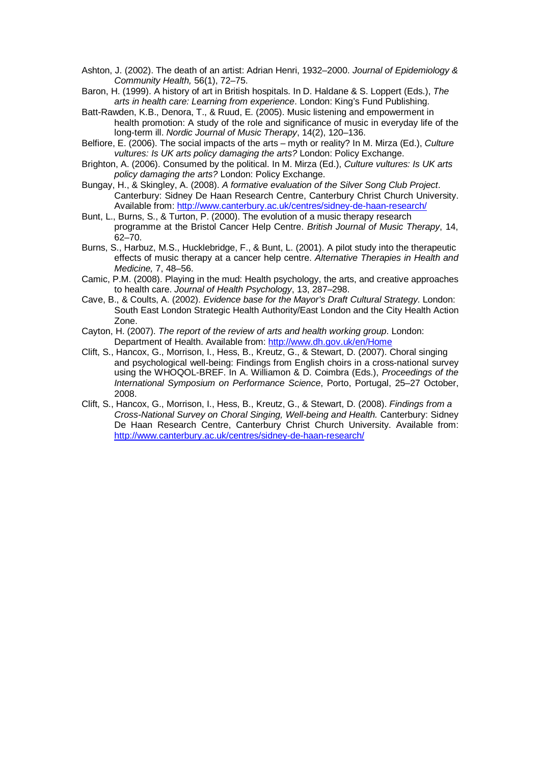Ashton, J. (2002). The death of an artist: Adrian Henri, 1932–2000. *Journal of Epidemiology & Community Health,* 56(1), 72–75.

Baron, H. (1999). A history of art in British hospitals. In D. Haldane & S. Loppert (Eds.), *The arts in health care: Learning from experience*. London: King's Fund Publishing.

Batt-Rawden, K.B., Denora, T., & Ruud, E. (2005). Music listening and empowerment in health promotion: A study of the role and significance of music in everyday life of the long-term ill. *Nordic Journal of Music Therapy*, 14(2), 120–136.

Belfiore, E. (2006). The social impacts of the arts – myth or reality? In M. Mirza (Ed.), *Culture vultures: Is UK arts policy damaging the arts?* London: Policy Exchange.

Brighton, A. (2006). Consumed by the political. In M. Mirza (Ed.), *Culture vultures: Is UK arts policy damaging the arts?* London: Policy Exchange.

Bungay, H., & Skingley, A. (2008). *A formative evaluation of the Silver Song Club Project*. Canterbury: Sidney De Haan Research Centre, Canterbury Christ Church University. Available from: http://www.canterbury.ac.uk/centres/sidney-de-haan-research/

Bunt, L., Burns, S., & Turton, P. (2000). The evolution of a music therapy research programme at the Bristol Cancer Help Centre. *British Journal of Music Therapy*, 14, 62–70.

Burns, S., Harbuz, M.S., Hucklebridge, F., & Bunt, L. (2001). A pilot study into the therapeutic effects of music therapy at a cancer help centre. *Alternative Therapies in Health and Medicine,* 7, 48–56.

Camic, P.M. (2008). Playing in the mud: Health psychology, the arts, and creative approaches to health care. *Journal of Health Psychology*, 13, 287–298.

Cave, B., & Coults, A. (2002). *Evidence base for the Mayor's Draft Cultural Strategy*. London: South East London Strategic Health Authority/East London and the City Health Action Zone.

Cayton, H. (2007). *The report of the review of arts and health working group*. London: Department of Health. Available from: http://www.dh.gov.uk/en/Home

Clift, S., Hancox, G., Morrison, I., Hess, B., Kreutz, G., & Stewart, D. (2007). Choral singing and psychological well-being: Findings from English choirs in a cross-national survey using the WHOQOL-BREF. In A. Williamon & D. Coimbra (Eds.), *Proceedings of the International Symposium on Performance Science*, Porto, Portugal, 25–27 October, 2008.

Clift, S., Hancox, G., Morrison, I., Hess, B., Kreutz, G., & Stewart, D. (2008). *Findings from a Cross-National Survey on Choral Singing, Well-being and Health.* Canterbury: Sidney De Haan Research Centre, Canterbury Christ Church University. Available from: http://www.canterbury.ac.uk/centres/sidney-de-haan-research/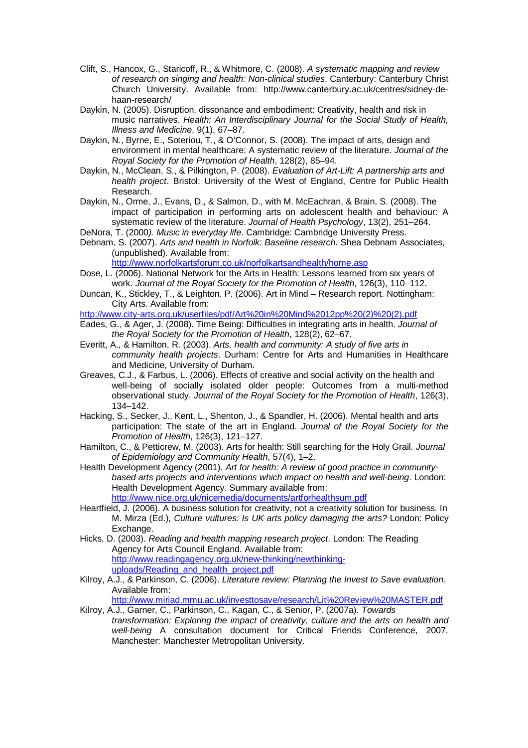Clift, S., Hancox, G., Staricoff, R., & Whitmore, C. (2008). *A systematic mapping and review of research on singing and health: Non-clinical studies*. Canterbury: Canterbury Christ Church University. Available from: http://www.canterbury.ac.uk/centres/sidney-de-haan-research/

Daykin, N. (2005). Disruption, dissonance and embodiment: Creativity, health and risk in music narratives. *Health: An Interdisciplinary Journal for the Social Study of Health, Illness and Medicine*, 9(1), 67–87.

Daykin, N., Byrne, E., Soteriou, T., & O'Connor, S. (2008). The impact of arts, design and environment in mental healthcare: A systematic review of the literature. *Journal of the Royal Society for the Promotion of Health*, 128(2), 85–94.

Daykin, N., McClean, S., & Pilkington, P. (2008). *Evaluation of Art-Lift: A partnership arts and health project*. Bristol: University of the West of England, Centre for Public Health Research.

Daykin, N., Orme, J., Evans, D., & Salmon, D., with M. McEachran, & Brain, S. (2008). The impact of participation in performing arts on adolescent health and behaviour: A systematic review of the literature. *Journal of Health Psychology*, 13(2), 251–264.

DeNora, T. (2000*). Music in everyday life*. Cambridge: Cambridge University Press.

Debnam, S. (2007). *Arts and health in Norfolk: Baseline research*. Shea Debnam Associates, (unpublished). Available from: http://www.norfolkartsforum.co.uk/norfolkartsandhealth/home.asp

Dose, L. (2006). National Network for the Arts in Health: Lessons learned from six years of work. *Journal of the Royal Society for the Promotion of Health*, 126(3), 110–112.

Duncan, K., Stickley, T., & Leighton, P. (2006). Art in Mind – Research report. Nottingham: City Arts. Available from: http://www.city-arts.org.uk/userfiles/pdf/Art%20in%20Mind%2012pp%20(2)%20(2).pdf

Eades, G., & Ager, J. (2008). Time Being: Difficulties in integrating arts in health. *Journal of the Royal Society for the Promotion of Health*, 128(2), 62–67.

Everitt, A., & Hamilton, R. (2003). *Arts, health and community: A study of five arts in community health projects*. Durham: Centre for Arts and Humanities in Healthcare and Medicine, University of Durham.

Greaves, C.J., & Farbus, L. (2006). Effects of creative and social activity on the health and well-being of socially isolated older people: Outcomes from a multi-method observational study. *Journal of the Royal Society for the Promotion of Health*, 126(3), 134–142.

Hacking, S., Secker, J., Kent, L., Shenton, J., & Spandler, H. (2006). Mental health and arts participation: The state of the art in England. *Journal of the Royal Society for the Promotion of Health*, 126(3), 121–127.

Hamilton, C., & Petticrew, M. (2003). Arts for health: Still searching for the Holy Grail. *Journal of Epidemiology and Community Health*, 57(4), 1–2.

Health Development Agency (2001). *Art for health: A review of good practice in community-based arts projects and interventions which impact on health and well-being*. London: Health Development Agency. Summary available from: http://www.nice.org.uk/nicemedia/documents/artforhealthsum.pdf

Heartfield, J. (2006). A business solution for creativity, not a creativity solution for business. In M. Mirza (Ed.), *Culture vultures: Is UK arts policy damaging the arts?* London: Policy Exchange.

Hicks, D. (2003). *Reading and health mapping research project*. London: The Reading Agency for Arts Council England. Available from: http://www.readingagency.org.uk/new-thinking/newthinking-uploads/Reading_and_health_project.pdf

Kilroy, A.J., & Parkinson, C. (2006). *Literature review: Planning the Invest to Save evaluation*. Available from: http://www.miriad.mmu.ac.uk/investtosave/research/Lit%20Review%20MASTER.pdf

Kilroy, A.J., Garner, C., Parkinson, C., Kagan, C., & Senior, P. (2007a). *Towards transformation: Exploring the impact of creativity, culture and the arts on health and well-being* A consultation document for Critical Friends Conference, 2007. Manchester: Manchester Metropolitan University.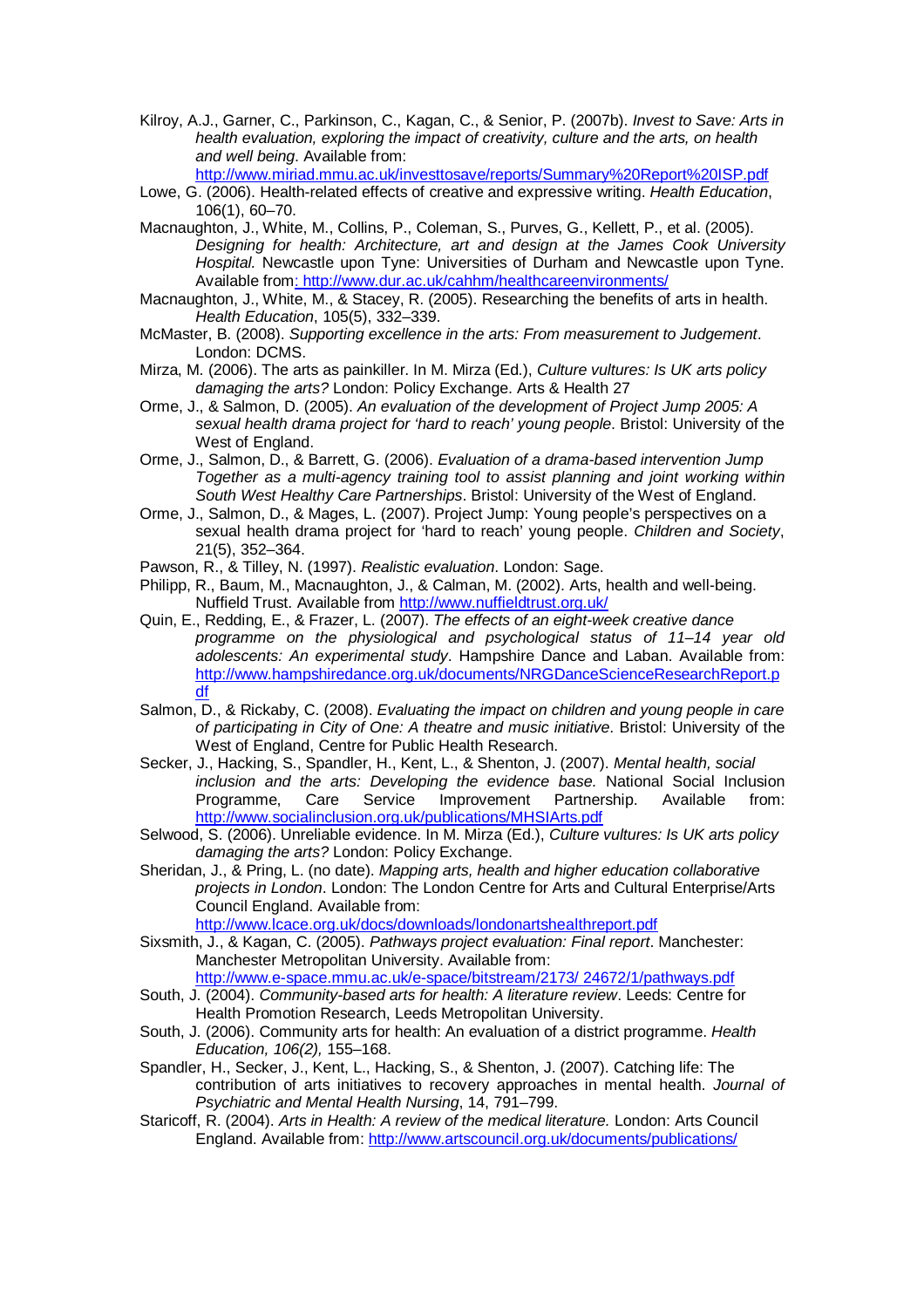Kilroy, A.J., Garner, C., Parkinson, C., Kagan, C., & Senior, P. (2007b). *Invest to Save: Arts in health evaluation, exploring the impact of creativity, culture and the arts, on health and well being*. Available from: http://www.miriad.mmu.ac.uk/investtosave/reports/Summary%20Report%20ISP.pdf

Lowe, G. (2006). Health-related effects of creative and expressive writing. *Health Education*, 106(1), 60–70.

Macnaughton, J., White, M., Collins, P., Coleman, S., Purves, G., Kellett, P., et al. (2005). *Designing for health: Architecture, art and design at the James Cook University Hospital*. Newcastle upon Tyne: Universities of Durham and Newcastle upon Tyne. Available from: http://www.dur.ac.uk/cahhm/healthcareenvironments/

Macnaughton, J., White, M., & Stacey, R. (2005). Researching the benefits of arts in health. *Health Education*, 105(5), 332–339.

McMaster, B. (2008). *Supporting excellence in the arts: From measurement to Judgement*. London: DCMS.

Mirza, M. (2006). The arts as painkiller. In M. Mirza (Ed.), *Culture vultures: Is UK arts policy damaging the arts?* London: Policy Exchange. Arts & Health 27

Orme, J., & Salmon, D. (2005). *An evaluation of the development of Project Jump 2005: A sexual health drama project for 'hard to reach' young people*. Bristol: University of the West of England.

Orme, J., Salmon, D., & Barrett, G. (2006). *Evaluation of a drama-based intervention Jump Together as a multi-agency training tool to assist planning and joint working within South West Healthy Care Partnerships*. Bristol: University of the West of England.

Orme, J., Salmon, D., & Mages, L. (2007). Project Jump: Young people's perspectives on a sexual health drama project for 'hard to reach' young people. *Children and Society*, 21(5), 352–364.

Pawson, R., & Tilley, N. (1997). *Realistic evaluation*. London: Sage.

Philipp, R., Baum, M., Macnaughton, J., & Calman, M. (2002). Arts, health and well-being. Nuffield Trust. Available from http://www.nuffieldtrust.org.uk/

Quin, E., Redding, E., & Frazer, L. (2007). *The effects of an eight-week creative dance programme on the physiological and psychological status of 11–14 year old adolescents: An experimental study*. Hampshire Dance and Laban. Available from: http://www.hampshiredance.org.uk/documents/NRGDanceScienceResearchReport.pdf

Salmon, D., & Rickaby, C. (2008). *Evaluating the impact on children and young people in care of participating in City of One: A theatre and music initiative*. Bristol: University of the West of England, Centre for Public Health Research.

Secker, J., Hacking, S., Spandler, H., Kent, L., & Shenton, J. (2007). *Mental health, social inclusion and the arts: Developing the evidence base*. National Social Inclusion Programme, Care Service Improvement Partnership. Available from: http://www.socialinclusion.org.uk/publications/MHSIArts.pdf

Selwood, S. (2006). Unreliable evidence. In M. Mirza (Ed.), *Culture vultures: Is UK arts policy damaging the arts?* London: Policy Exchange.

Sheridan, J., & Pring, L. (no date). *Mapping arts, health and higher education collaborative projects in London*. London: The London Centre for Arts and Cultural Enterprise/Arts Council England. Available from: http://www.lcace.org.uk/docs/downloads/londonartshealthreport.pdf

Sixsmith, J., & Kagan, C. (2005). *Pathways project evaluation: Final report*. Manchester: Manchester Metropolitan University. Available from: http://www.e-space.mmu.ac.uk/e-space/bitstream/2173/ 24672/1/pathways.pdf

South, J. (2004). *Community-based arts for health: A literature review*. Leeds: Centre for Health Promotion Research, Leeds Metropolitan University.

South, J. (2006). Community arts for health: An evaluation of a district programme. *Health Education, 106(2),* 155–168.

Spandler, H., Secker, J., Kent, L., Hacking, S., & Shenton, J. (2007). Catching life: The contribution of arts initiatives to recovery approaches in mental health. *Journal of Psychiatric and Mental Health Nursing*, 14, 791–799.

Staricoff, R. (2004). *Arts in Health: A review of the medical literature.* London: Arts Council England. Available from: http://www.artscouncil.org.uk/documents/publications/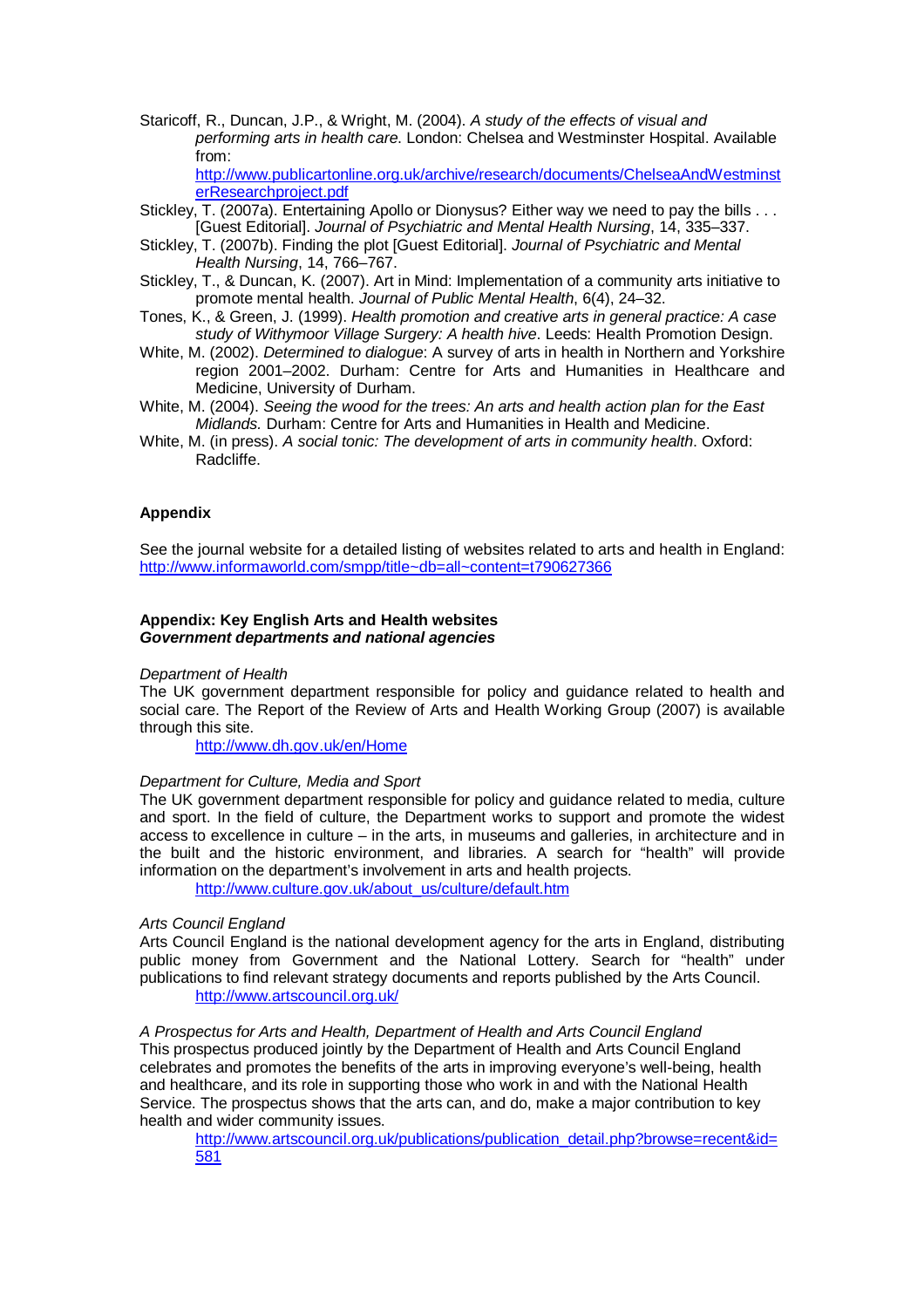Staricoff, R., Duncan, J.P., & Wright, M. (2004). *A study of the effects of visual and performing arts in health care*. London: Chelsea and Westminster Hospital. Available from: http://www.publicartonline.org.uk/archive/research/documents/ChelseaAndWestminsterResearchproject.pdf

Stickley, T. (2007a). Entertaining Apollo or Dionysus? Either way we need to pay the bills . . . [Guest Editorial]. *Journal of Psychiatric and Mental Health Nursing*, 14, 335–337.

Stickley, T. (2007b). Finding the plot [Guest Editorial]. *Journal of Psychiatric and Mental Health Nursing*, 14, 766–767.

Stickley, T., & Duncan, K. (2007). Art in Mind: Implementation of a community arts initiative to promote mental health. *Journal of Public Mental Health*, 6(4), 24–32.

Tones, K., & Green, J. (1999). *Health promotion and creative arts in general practice: A case study of Withymoor Village Surgery: A health hive*. Leeds: Health Promotion Design.

White, M. (2002). *Determined to dialogue*: A survey of arts in health in Northern and Yorkshire region 2001–2002. Durham: Centre for Arts and Humanities in Healthcare and Medicine, University of Durham.

White, M. (2004). *Seeing the wood for the trees: An arts and health action plan for the East Midlands.* Durham: Centre for Arts and Humanities in Health and Medicine.

White, M. (in press). *A social tonic: The development of arts in community health*. Oxford: Radcliffe.

## Appendix

See the journal website for a detailed listing of websites related to arts and health in England: http://www.informaworld.com/smpp/title~db=all~content=t790627366

### Appendix: Key English Arts and Health websites

#### *Government departments and national agencies*

*Department of Health*

The UK government department responsible for policy and guidance related to health and social care. The Report of the Review of Arts and Health Working Group (2007) is available through this site.

http://www.dh.gov.uk/en/Home

*Department for Culture, Media and Sport*

The UK government department responsible for policy and guidance related to media, culture and sport. In the field of culture, the Department works to support and promote the widest access to excellence in culture – in the arts, in museums and galleries, in architecture and in the built and the historic environment, and libraries. A search for "health" will provide information on the department's involvement in arts and health projects.

http://www.culture.gov.uk/about_us/culture/default.htm

*Arts Council England*

Arts Council England is the national development agency for the arts in England, distributing public money from Government and the National Lottery. Search for "health" under publications to find relevant strategy documents and reports published by the Arts Council.

http://www.artscouncil.org.uk/

*A Prospectus for Arts and Health, Department of Health and Arts Council England*

This prospectus produced jointly by the Department of Health and Arts Council England celebrates and promotes the benefits of the arts in improving everyone's well-being, health and healthcare, and its role in supporting those who work in and with the National Health Service. The prospectus shows that the arts can, and do, make a major contribution to key health and wider community issues.

http://www.artscouncil.org.uk/publications/publication_detail.php?browse=recent&id=581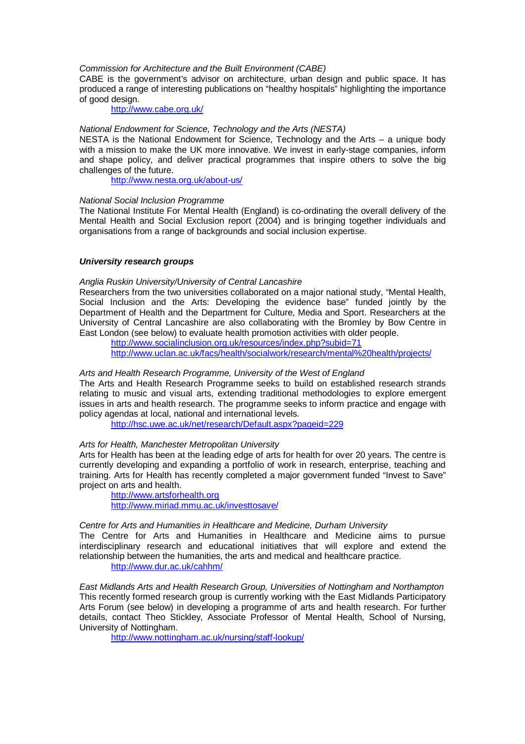*Commission for Architecture and the Built Environment (CABE)*

CABE is the government's advisor on architecture, urban design and public space. It has produced a range of interesting publications on "healthy hospitals" highlighting the importance of good design.

http://www.cabe.org.uk/

*National Endowment for Science, Technology and the Arts (NESTA)*

NESTA is the National Endowment for Science, Technology and the Arts – a unique body with a mission to make the UK more innovative. We invest in early-stage companies, inform and shape policy, and deliver practical programmes that inspire others to solve the big challenges of the future.

http://www.nesta.org.uk/about-us/

*National Social Inclusion Programme*

The National Institute For Mental Health (England) is co-ordinating the overall delivery of the Mental Health and Social Exclusion report (2004) and is bringing together individuals and organisations from a range of backgrounds and social inclusion expertise.

***University research groups***

*Anglia Ruskin University/University of Central Lancashire*

Researchers from the two universities collaborated on a major national study, "Mental Health, Social Inclusion and the Arts: Developing the evidence base" funded jointly by the Department of Health and the Department for Culture, Media and Sport. Researchers at the University of Central Lancashire are also collaborating with the Bromley by Bow Centre in East London (see below) to evaluate health promotion activities with older people.

http://www.socialinclusion.org.uk/resources/index.php?subid=71
http://www.uclan.ac.uk/facs/health/socialwork/research/mental%20health/projects/

*Arts and Health Research Programme, University of the West of England*

The Arts and Health Research Programme seeks to build on established research strands relating to music and visual arts, extending traditional methodologies to explore emergent issues in arts and health research. The programme seeks to inform practice and engage with policy agendas at local, national and international levels.

http://hsc.uwe.ac.uk/net/research/Default.aspx?pageid=229

*Arts for Health, Manchester Metropolitan University*

Arts for Health has been at the leading edge of arts for health for over 20 years. The centre is currently developing and expanding a portfolio of work in research, enterprise, teaching and training. Arts for Health has recently completed a major government funded "Invest to Save" project on arts and health.

http://www.artsforhealth.org
http://www.miriad.mmu.ac.uk/investtosave/

*Centre for Arts and Humanities in Healthcare and Medicine, Durham University*

The Centre for Arts and Humanities in Healthcare and Medicine aims to pursue interdisciplinary research and educational initiatives that will explore and extend the relationship between the humanities, the arts and medical and healthcare practice.

http://www.dur.ac.uk/cahhm/

*East Midlands Arts and Health Research Group, Universities of Nottingham and Northampton*

This recently formed research group is currently working with the East Midlands Participatory Arts Forum (see below) in developing a programme of arts and health research. For further details, contact Theo Stickley, Associate Professor of Mental Health, School of Nursing, University of Nottingham.

http://www.nottingham.ac.uk/nursing/staff-lookup/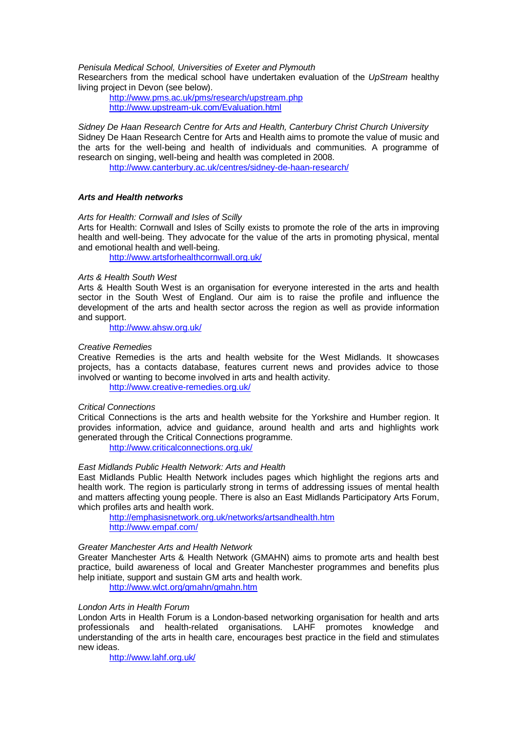*Penisula Medical School, Universities of Exeter and Plymouth*
Researchers from the medical school have undertaken evaluation of the *UpStream* healthy living project in Devon (see below).

http://www.pms.ac.uk/pms/research/upstream.php
http://www.upstream-uk.com/Evaluation.html

*Sidney De Haan Research Centre for Arts and Health, Canterbury Christ Church University*
Sidney De Haan Research Centre for Arts and Health aims to promote the value of music and the arts for the well-being and health of individuals and communities. A programme of research on singing, well-being and health was completed in 2008.

http://www.canterbury.ac.uk/centres/sidney-de-haan-research/

### *Arts and Health networks*

*Arts for Health: Cornwall and Isles of Scilly*
Arts for Health: Cornwall and Isles of Scilly exists to promote the role of the arts in improving health and well-being. They advocate for the value of the arts in promoting physical, mental and emotional health and well-being.

http://www.artsforhealthcornwall.org.uk/

*Arts & Health South West*
Arts & Health South West is an organisation for everyone interested in the arts and health sector in the South West of England. Our aim is to raise the profile and influence the development of the arts and health sector across the region as well as provide information and support.

http://www.ahsw.org.uk/

*Creative Remedies*
Creative Remedies is the arts and health website for the West Midlands. It showcases projects, has a contacts database, features current news and provides advice to those involved or wanting to become involved in arts and health activity.

http://www.creative-remedies.org.uk/

*Critical Connections*
Critical Connections is the arts and health website for the Yorkshire and Humber region. It provides information, advice and guidance, around health and arts and highlights work generated through the Critical Connections programme.

http://www.criticalconnections.org.uk/

*East Midlands Public Health Network: Arts and Health*
East Midlands Public Health Network includes pages which highlight the regions arts and health work. The region is particularly strong in terms of addressing issues of mental health and matters affecting young people. There is also an East Midlands Participatory Arts Forum, which profiles arts and health work.

http://emphasisnetwork.org.uk/networks/artsandhealth.htm
http://www.empaf.com/

*Greater Manchester Arts and Health Network*
Greater Manchester Arts & Health Network (GMAHN) aims to promote arts and health best practice, build awareness of local and Greater Manchester programmes and benefits plus help initiate, support and sustain GM arts and health work.

http://www.wlct.org/gmahn/gmahn.htm

*London Arts in Health Forum*
London Arts in Health Forum is a London-based networking organisation for health and arts professionals and health-related organisations. LAHF promotes knowledge and understanding of the arts in health care, encourages best practice in the field and stimulates new ideas.

http://www.lahf.org.uk/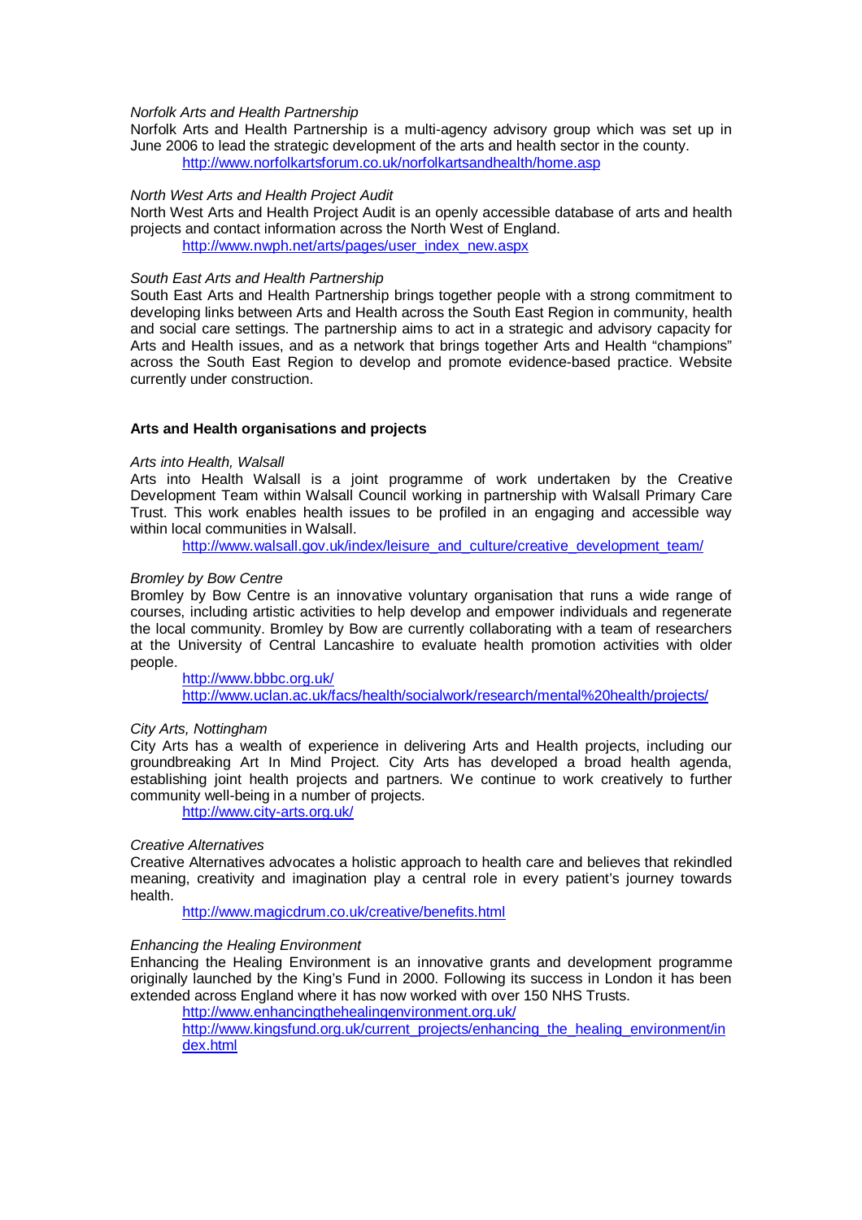*Norfolk Arts and Health Partnership*

Norfolk Arts and Health Partnership is a multi-agency advisory group which was set up in June 2006 to lead the strategic development of the arts and health sector in the county.

http://www.norfolkartsforum.co.uk/norfolkartsandhealth/home.asp

*North West Arts and Health Project Audit*

North West Arts and Health Project Audit is an openly accessible database of arts and health projects and contact information across the North West of England.

http://www.nwph.net/arts/pages/user_index_new.aspx

*South East Arts and Health Partnership*

South East Arts and Health Partnership brings together people with a strong commitment to developing links between Arts and Health across the South East Region in community, health and social care settings. The partnership aims to act in a strategic and advisory capacity for Arts and Health issues, and as a network that brings together Arts and Health "champions" across the South East Region to develop and promote evidence-based practice. Website currently under construction.

**Arts and Health organisations and projects**

*Arts into Health, Walsall*

Arts into Health Walsall is a joint programme of work undertaken by the Creative Development Team within Walsall Council working in partnership with Walsall Primary Care Trust. This work enables health issues to be profiled in an engaging and accessible way within local communities in Walsall.

http://www.walsall.gov.uk/index/leisure_and_culture/creative_development_team/

*Bromley by Bow Centre*

Bromley by Bow Centre is an innovative voluntary organisation that runs a wide range of courses, including artistic activities to help develop and empower individuals and regenerate the local community. Bromley by Bow are currently collaborating with a team of researchers at the University of Central Lancashire to evaluate health promotion activities with older people.

http://www.bbbc.org.uk/
http://www.uclan.ac.uk/facs/health/socialwork/research/mental%20health/projects/

*City Arts, Nottingham*

City Arts has a wealth of experience in delivering Arts and Health projects, including our groundbreaking Art In Mind Project. City Arts has developed a broad health agenda, establishing joint health projects and partners. We continue to work creatively to further community well-being in a number of projects.

http://www.city-arts.org.uk/

*Creative Alternatives*

Creative Alternatives advocates a holistic approach to health care and believes that rekindled meaning, creativity and imagination play a central role in every patient's journey towards health.

http://www.magicdrum.co.uk/creative/benefits.html

*Enhancing the Healing Environment*

Enhancing the Healing Environment is an innovative grants and development programme originally launched by the King's Fund in 2000. Following its success in London it has been extended across England where it has now worked with over 150 NHS Trusts.

http://www.enhancingthehealingenvironment.org.uk/
http://www.kingsfund.org.uk/current_projects/enhancing_the_healing_environment/index.html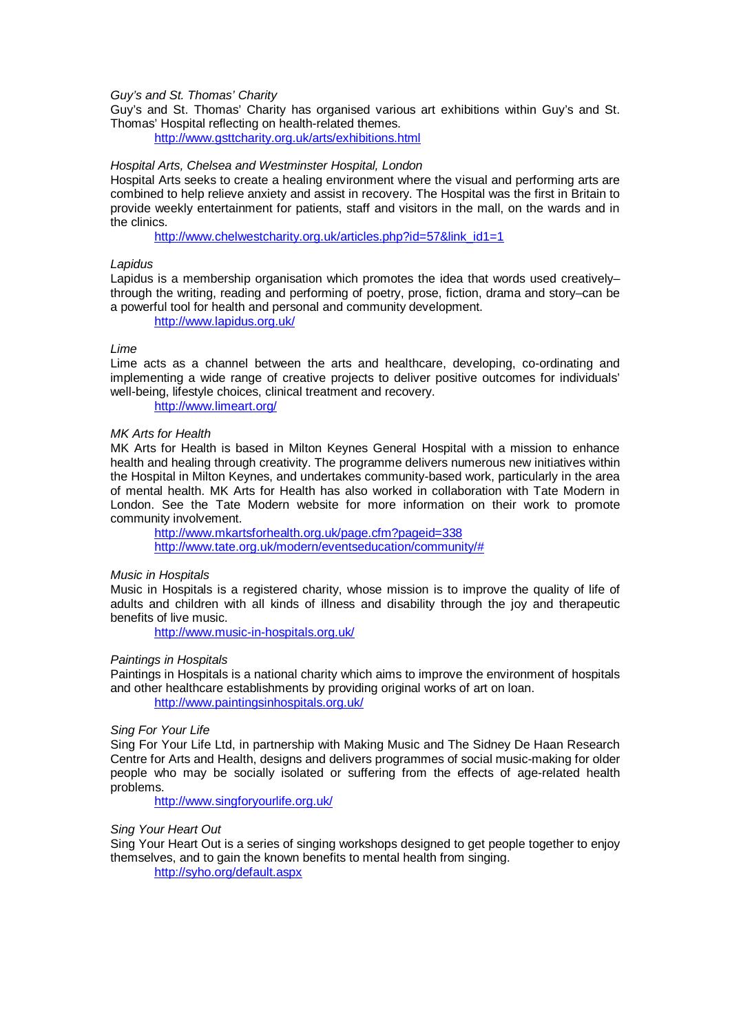*Guy's and St. Thomas' Charity*

Guy's and St. Thomas' Charity has organised various art exhibitions within Guy's and St. Thomas' Hospital reflecting on health-related themes.

http://www.gsttcharity.org.uk/arts/exhibitions.html

*Hospital Arts, Chelsea and Westminster Hospital, London*

Hospital Arts seeks to create a healing environment where the visual and performing arts are combined to help relieve anxiety and assist in recovery. The Hospital was the first in Britain to provide weekly entertainment for patients, staff and visitors in the mall, on the wards and in the clinics.

http://www.chelwestcharity.org.uk/articles.php?id=57&link_id1=1

*Lapidus*

Lapidus is a membership organisation which promotes the idea that words used creatively–through the writing, reading and performing of poetry, prose, fiction, drama and story–can be a powerful tool for health and personal and community development.

http://www.lapidus.org.uk/

*Lime*

Lime acts as a channel between the arts and healthcare, developing, co-ordinating and implementing a wide range of creative projects to deliver positive outcomes for individuals' well-being, lifestyle choices, clinical treatment and recovery.

http://www.limeart.org/

*MK Arts for Health*

MK Arts for Health is based in Milton Keynes General Hospital with a mission to enhance health and healing through creativity. The programme delivers numerous new initiatives within the Hospital in Milton Keynes, and undertakes community-based work, particularly in the area of mental health. MK Arts for Health has also worked in collaboration with Tate Modern in London. See the Tate Modern website for more information on their work to promote community involvement.

http://www.mkartsforhealth.org.uk/page.cfm?pageid=338
http://www.tate.org.uk/modern/eventseducation/community/#

*Music in Hospitals*

Music in Hospitals is a registered charity, whose mission is to improve the quality of life of adults and children with all kinds of illness and disability through the joy and therapeutic benefits of live music.

http://www.music-in-hospitals.org.uk/

*Paintings in Hospitals*

Paintings in Hospitals is a national charity which aims to improve the environment of hospitals and other healthcare establishments by providing original works of art on loan.

http://www.paintingsinhospitals.org.uk/

*Sing For Your Life*

Sing For Your Life Ltd, in partnership with Making Music and The Sidney De Haan Research Centre for Arts and Health, designs and delivers programmes of social music-making for older people who may be socially isolated or suffering from the effects of age-related health problems.

http://www.singforyourlife.org.uk/

*Sing Your Heart Out*

Sing Your Heart Out is a series of singing workshops designed to get people together to enjoy themselves, and to gain the known benefits to mental health from singing.

http://syho.org/default.aspx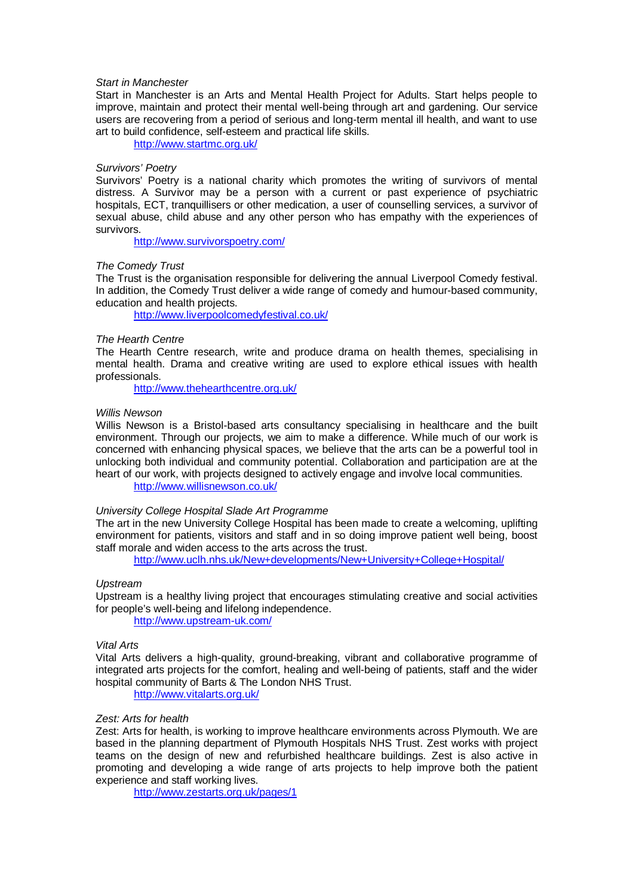*Start in Manchester*

Start in Manchester is an Arts and Mental Health Project for Adults. Start helps people to improve, maintain and protect their mental well-being through art and gardening. Our service users are recovering from a period of serious and long-term mental ill health, and want to use art to build confidence, self-esteem and practical life skills.

http://www.startmc.org.uk/

*Survivors' Poetry*

Survivors' Poetry is a national charity which promotes the writing of survivors of mental distress. A Survivor may be a person with a current or past experience of psychiatric hospitals, ECT, tranquillisers or other medication, a user of counselling services, a survivor of sexual abuse, child abuse and any other person who has empathy with the experiences of survivors.

http://www.survivorspoetry.com/

*The Comedy Trust*

The Trust is the organisation responsible for delivering the annual Liverpool Comedy festival. In addition, the Comedy Trust deliver a wide range of comedy and humour-based community, education and health projects.

http://www.liverpoolcomedyfestival.co.uk/

*The Hearth Centre*

The Hearth Centre research, write and produce drama on health themes, specialising in mental health. Drama and creative writing are used to explore ethical issues with health professionals.

http://www.thehearthcentre.org.uk/

*Willis Newson*

Willis Newson is a Bristol-based arts consultancy specialising in healthcare and the built environment. Through our projects, we aim to make a difference. While much of our work is concerned with enhancing physical spaces, we believe that the arts can be a powerful tool in unlocking both individual and community potential. Collaboration and participation are at the heart of our work, with projects designed to actively engage and involve local communities.

http://www.willisnewson.co.uk/

*University College Hospital Slade Art Programme*

The art in the new University College Hospital has been made to create a welcoming, uplifting environment for patients, visitors and staff and in so doing improve patient well being, boost staff morale and widen access to the arts across the trust.

http://www.uclh.nhs.uk/New+developments/New+University+College+Hospital/

*Upstream*

Upstream is a healthy living project that encourages stimulating creative and social activities for people's well-being and lifelong independence.

http://www.upstream-uk.com/

*Vital Arts*

Vital Arts delivers a high-quality, ground-breaking, vibrant and collaborative programme of integrated arts projects for the comfort, healing and well-being of patients, staff and the wider hospital community of Barts & The London NHS Trust.

http://www.vitalarts.org.uk/

*Zest: Arts for health*

Zest: Arts for health, is working to improve healthcare environments across Plymouth. We are based in the planning department of Plymouth Hospitals NHS Trust. Zest works with project teams on the design of new and refurbished healthcare buildings. Zest is also active in promoting and developing a wide range of arts projects to help improve both the patient experience and staff working lives.

http://www.zestarts.org.uk/pages/1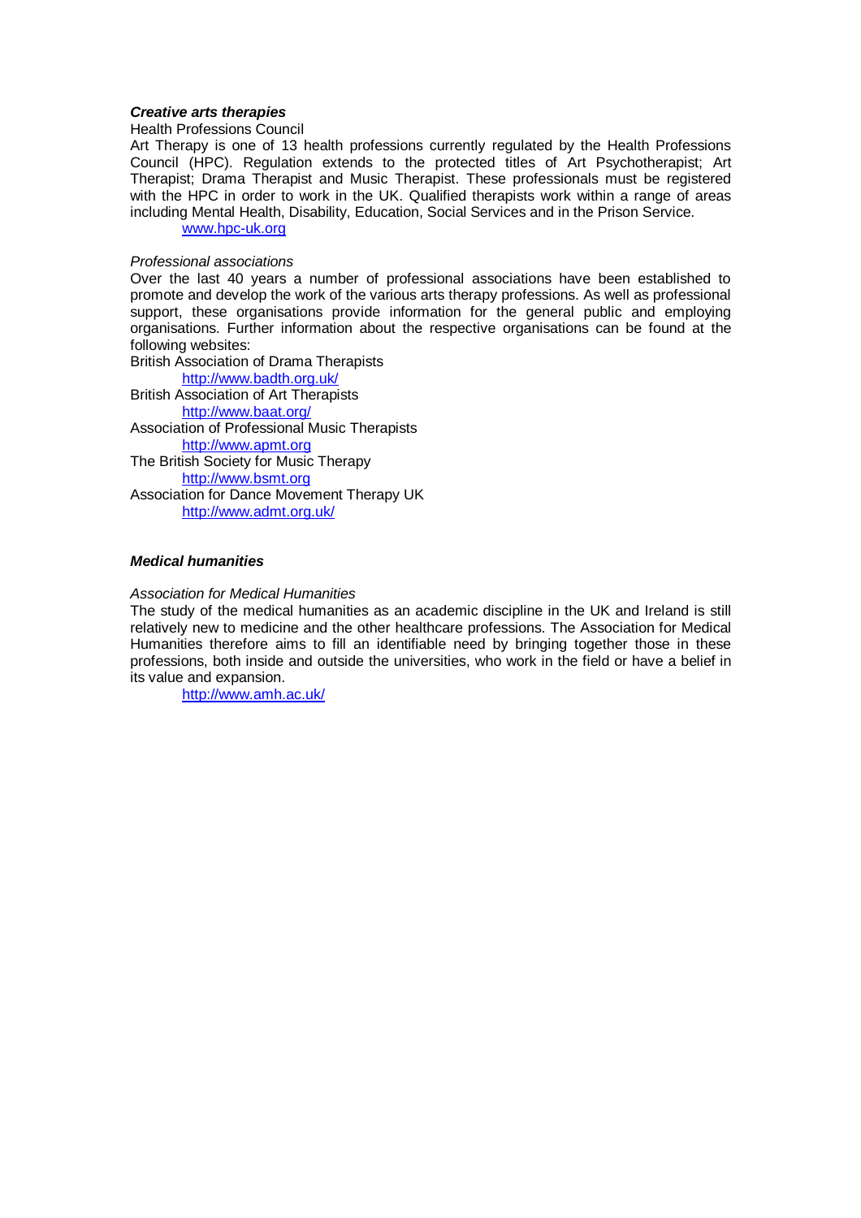### ***Creative arts therapies***

Health Professions Council

Art Therapy is one of 13 health professions currently regulated by the Health Professions Council (HPC). Regulation extends to the protected titles of Art Psychotherapist; Art Therapist; Drama Therapist and Music Therapist. These professionals must be registered with the HPC in order to work in the UK. Qualified therapists work within a range of areas including Mental Health, Disability, Education, Social Services and in the Prison Service.

www.hpc-uk.org

*Professional associations*

Over the last 40 years a number of professional associations have been established to promote and develop the work of the various arts therapy professions. As well as professional support, these organisations provide information for the general public and employing organisations. Further information about the respective organisations can be found at the following websites:

British Association of Drama Therapists

http://www.badth.org.uk/

British Association of Art Therapists

http://www.baat.org/

Association of Professional Music Therapists

http://www.apmt.org

The British Society for Music Therapy

http://www.bsmt.org

Association for Dance Movement Therapy UK

http://www.admt.org.uk/

### ***Medical humanities***

*Association for Medical Humanities*

The study of the medical humanities as an academic discipline in the UK and Ireland is still relatively new to medicine and the other healthcare professions. The Association for Medical Humanities therefore aims to fill an identifiable need by bringing together those in these professions, both inside and outside the universities, who work in the field or have a belief in its value and expansion.

http://www.amh.ac.uk/